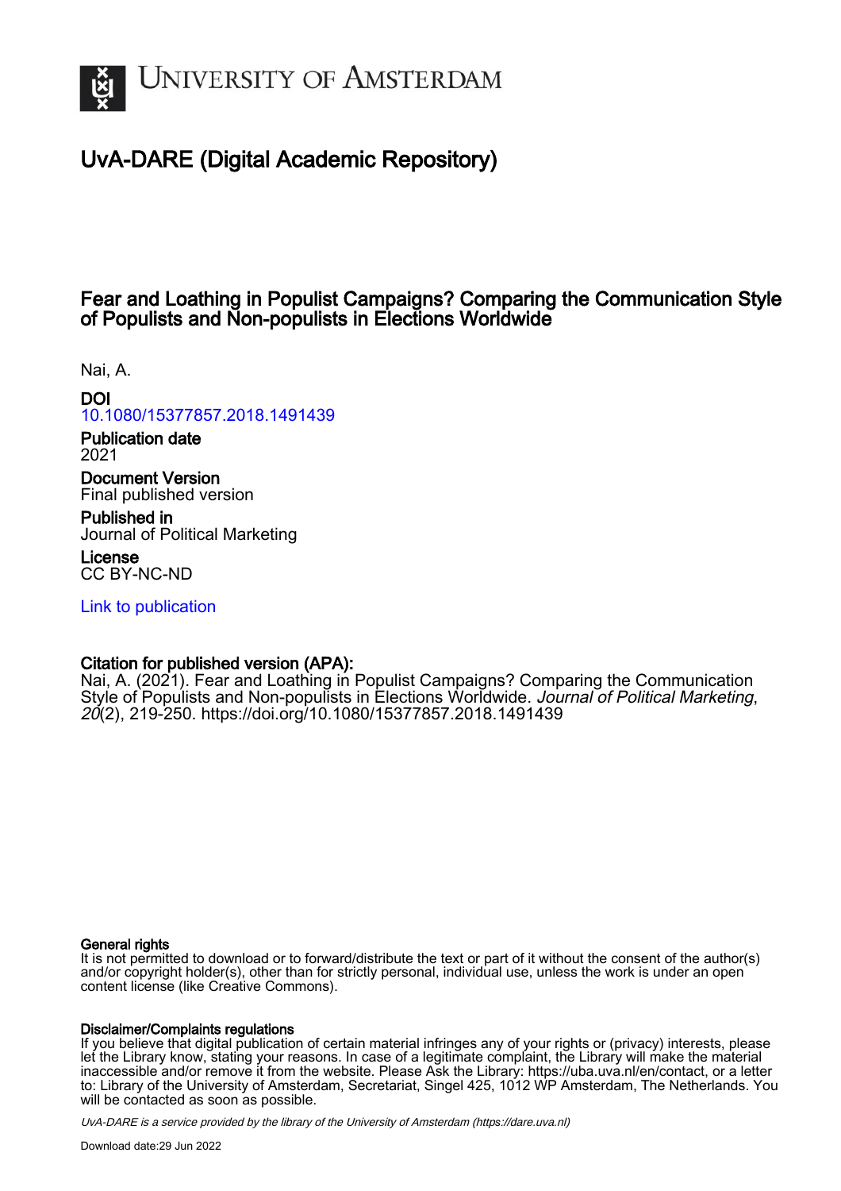# UvA-DARE (Digital Academic Repository)

## Fear and Loathing in Populist Campaigns? Comparing the Communication Style of Populists and Non-populists in Elections Worldwide

Nai, A.

**DOI**
10.1080/15377857.2018.1491439

**Publication date**
2021

**Document Version**
Final published version

**Published in**
Journal of Political Marketing

**License**
CC BY-NC-ND

Link to publication

**Citation for published version (APA):**
Nai, A. (2021). Fear and Loathing in Populist Campaigns? Comparing the Communication Style of Populists and Non-populists in Elections Worldwide. *Journal of Political Marketing*, *20*(2), 219-250. https://doi.org/10.1080/15377857.2018.1491439

**General rights**
It is not permitted to download or to forward/distribute the text or part of it without the consent of the author(s) and/or copyright holder(s), other than for strictly personal, individual use, unless the work is under an open content license (like Creative Commons).

**Disclaimer/Complaints regulations**
If you believe that digital publication of certain material infringes any of your rights or (privacy) interests, please let the Library know, stating your reasons. In case of a legitimate complaint, the Library will make the material inaccessible and/or remove it from the website. Please Ask the Library: https://uba.uva.nl/en/contact, or a letter to: Library of the University of Amsterdam, Secretariat, Singel 425, 1012 WP Amsterdam, The Netherlands. You will be contacted as soon as possible.

*UvA-DARE is a service provided by the library of the University of Amsterdam (https://dare.uva.nl)*

Download date:29 Jun 2022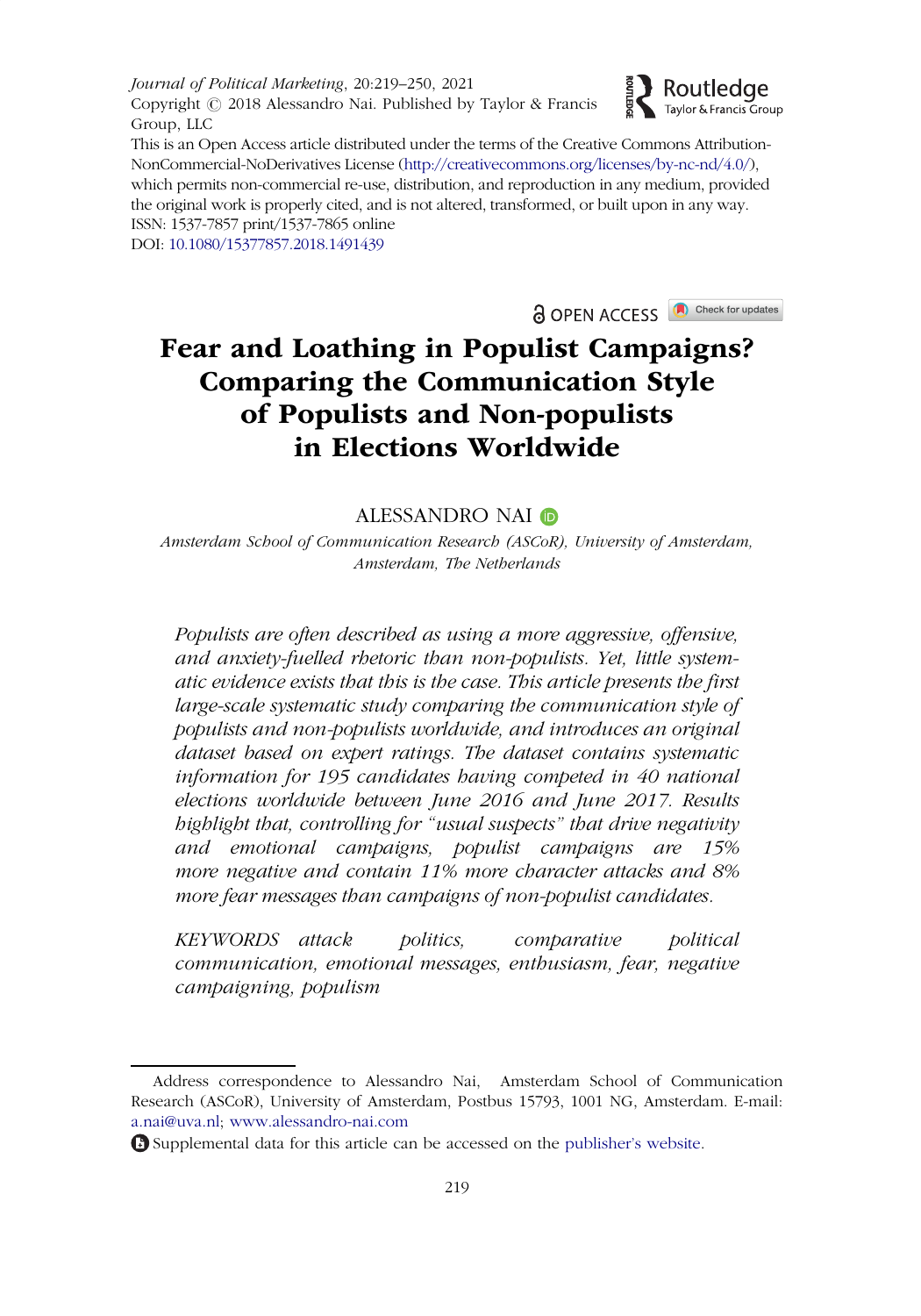Journal of Political Marketing, 20:219–250, 2021
Copyright © 2018 Alessandro Nai. Published by Taylor & Francis Group, LLC
This is an Open Access article distributed under the terms of the Creative Commons Attribution-NonCommercial-NoDerivatives License (http://creativecommons.org/licenses/by-nc-nd/4.0/), which permits non-commercial re-use, distribution, and reproduction in any medium, provided the original work is properly cited, and is not altered, transformed, or built upon in any way.
ISSN: 1537-7857 print/1537-7865 online
DOI: 10.1080/15377857.2018.1491439

OPEN ACCESS

# Fear and Loathing in Populist Campaigns? Comparing the Communication Style of Populists and Non-populists in Elections Worldwide

ALESSANDRO NAI

*Amsterdam School of Communication Research (ASCoR), University of Amsterdam, Amsterdam, The Netherlands*

*Populists are often described as using a more aggressive, offensive, and anxiety-fuelled rhetoric than non-populists. Yet, little systematic evidence exists that this is the case. This article presents the first large-scale systematic study comparing the communication style of populists and non-populists worldwide, and introduces an original dataset based on expert ratings. The dataset contains systematic information for 195 candidates having competed in 40 national elections worldwide between June 2016 and June 2017. Results highlight that, controlling for "usual suspects" that drive negativity and emotional campaigns, populist campaigns are 15% more negative and contain 11% more character attacks and 8% more fear messages than campaigns of non-populist candidates.*

*KEYWORDS attack politics, comparative political communication, emotional messages, enthusiasm, fear, negative campaigning, populism*

---

Address correspondence to Alessandro Nai, Amsterdam School of Communication Research (ASCoR), University of Amsterdam, Postbus 15793, 1001 NG, Amsterdam. E-mail: a.nai@uva.nl; www.alessandro-nai.com

Supplemental data for this article can be accessed on the publisher's website.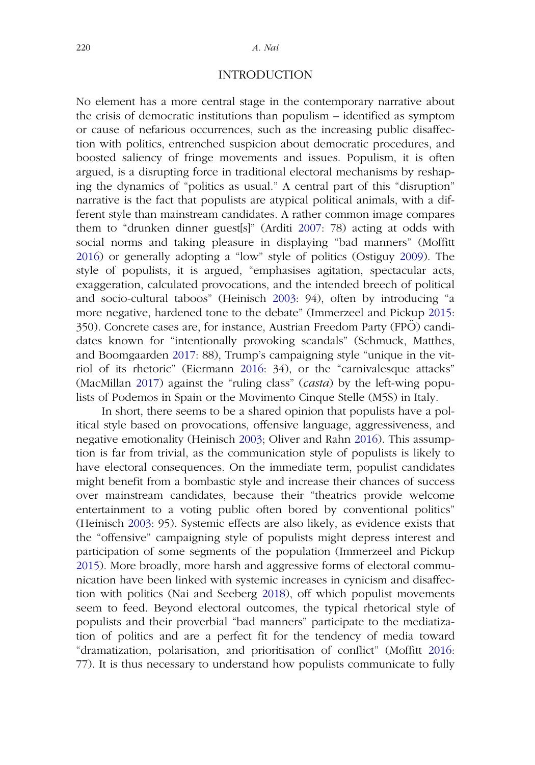## INTRODUCTION

No element has a more central stage in the contemporary narrative about the crisis of democratic institutions than populism – identified as symptom or cause of nefarious occurrences, such as the increasing public disaffection with politics, entrenched suspicion about democratic procedures, and boosted saliency of fringe movements and issues. Populism, it is often argued, is a disrupting force in traditional electoral mechanisms by reshaping the dynamics of "politics as usual." A central part of this "disruption" narrative is the fact that populists are atypical political animals, with a different style than mainstream candidates. A rather common image compares them to "drunken dinner guest[s]" (Arditi 2007: 78) acting at odds with social norms and taking pleasure in displaying "bad manners" (Moffitt 2016) or generally adopting a "low" style of politics (Ostiguy 2009). The style of populists, it is argued, "emphasises agitation, spectacular acts, exaggeration, calculated provocations, and the intended breech of political and socio-cultural taboos" (Heinisch 2003: 94), often by introducing "a more negative, hardened tone to the debate" (Immerzeel and Pickup 2015: 350). Concrete cases are, for instance, Austrian Freedom Party (FPÖ) candidates known for "intentionally provoking scandals" (Schmuck, Matthes, and Boomgaarden 2017: 88), Trump's campaigning style "unique in the vitriol of its rhetoric" (Eiermann 2016: 34), or the "carnivalesque attacks" (MacMillan 2017) against the "ruling class" (*casta*) by the left-wing populists of Podemos in Spain or the Movimento Cinque Stelle (M5S) in Italy.

In short, there seems to be a shared opinion that populists have a political style based on provocations, offensive language, aggressiveness, and negative emotionality (Heinisch 2003; Oliver and Rahn 2016). This assumption is far from trivial, as the communication style of populists is likely to have electoral consequences. On the immediate term, populist candidates might benefit from a bombastic style and increase their chances of success over mainstream candidates, because their "theatrics provide welcome entertainment to a voting public often bored by conventional politics" (Heinisch 2003: 95). Systemic effects are also likely, as evidence exists that the "offensive" campaigning style of populists might depress interest and participation of some segments of the population (Immerzeel and Pickup 2015). More broadly, more harsh and aggressive forms of electoral communication have been linked with systemic increases in cynicism and disaffection with politics (Nai and Seeberg 2018), off which populist movements seem to feed. Beyond electoral outcomes, the typical rhetorical style of populists and their proverbial "bad manners" participate to the mediatization of politics and are a perfect fit for the tendency of media toward "dramatization, polarisation, and prioritisation of conflict" (Moffitt 2016: 77). It is thus necessary to understand how populists communicate to fully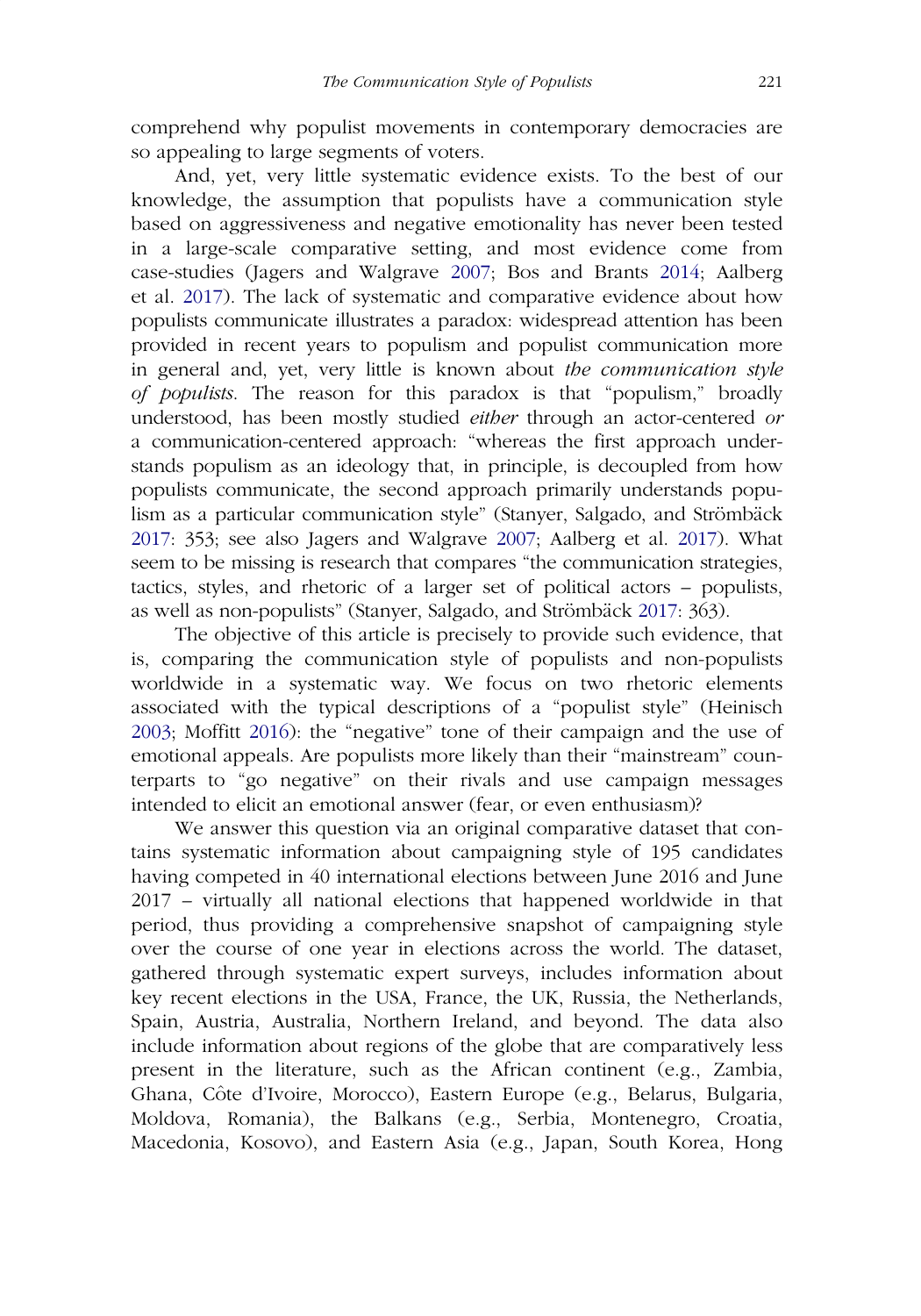comprehend why populist movements in contemporary democracies are so appealing to large segments of voters.

And, yet, very little systematic evidence exists. To the best of our knowledge, the assumption that populists have a communication style based on aggressiveness and negative emotionality has never been tested in a large-scale comparative setting, and most evidence come from case-studies (Jagers and Walgrave 2007; Bos and Brants 2014; Aalberg et al. 2017). The lack of systematic and comparative evidence about how populists communicate illustrates a paradox: widespread attention has been provided in recent years to populism and populist communication more in general and, yet, very little is known about *the communication style of populists*. The reason for this paradox is that "populism," broadly understood, has been mostly studied *either* through an actor-centered *or* a communication-centered approach: "whereas the first approach understands populism as an ideology that, in principle, is decoupled from how populists communicate, the second approach primarily understands populism as a particular communication style" (Stanyer, Salgado, and Strömbäck 2017: 353; see also Jagers and Walgrave 2007; Aalberg et al. 2017). What seem to be missing is research that compares "the communication strategies, tactics, styles, and rhetoric of a larger set of political actors – populists, as well as non-populists" (Stanyer, Salgado, and Strömbäck 2017: 363).

The objective of this article is precisely to provide such evidence, that is, comparing the communication style of populists and non-populists worldwide in a systematic way. We focus on two rhetoric elements associated with the typical descriptions of a "populist style" (Heinisch 2003; Moffitt 2016): the "negative" tone of their campaign and the use of emotional appeals. Are populists more likely than their "mainstream" counterparts to "go negative" on their rivals and use campaign messages intended to elicit an emotional answer (fear, or even enthusiasm)?

We answer this question via an original comparative dataset that contains systematic information about campaigning style of 195 candidates having competed in 40 international elections between June 2016 and June 2017 – virtually all national elections that happened worldwide in that period, thus providing a comprehensive snapshot of campaigning style over the course of one year in elections across the world. The dataset, gathered through systematic expert surveys, includes information about key recent elections in the USA, France, the UK, Russia, the Netherlands, Spain, Austria, Australia, Northern Ireland, and beyond. The data also include information about regions of the globe that are comparatively less present in the literature, such as the African continent (e.g., Zambia, Ghana, Côte d'Ivoire, Morocco), Eastern Europe (e.g., Belarus, Bulgaria, Moldova, Romania), the Balkans (e.g., Serbia, Montenegro, Croatia, Macedonia, Kosovo), and Eastern Asia (e.g., Japan, South Korea, Hong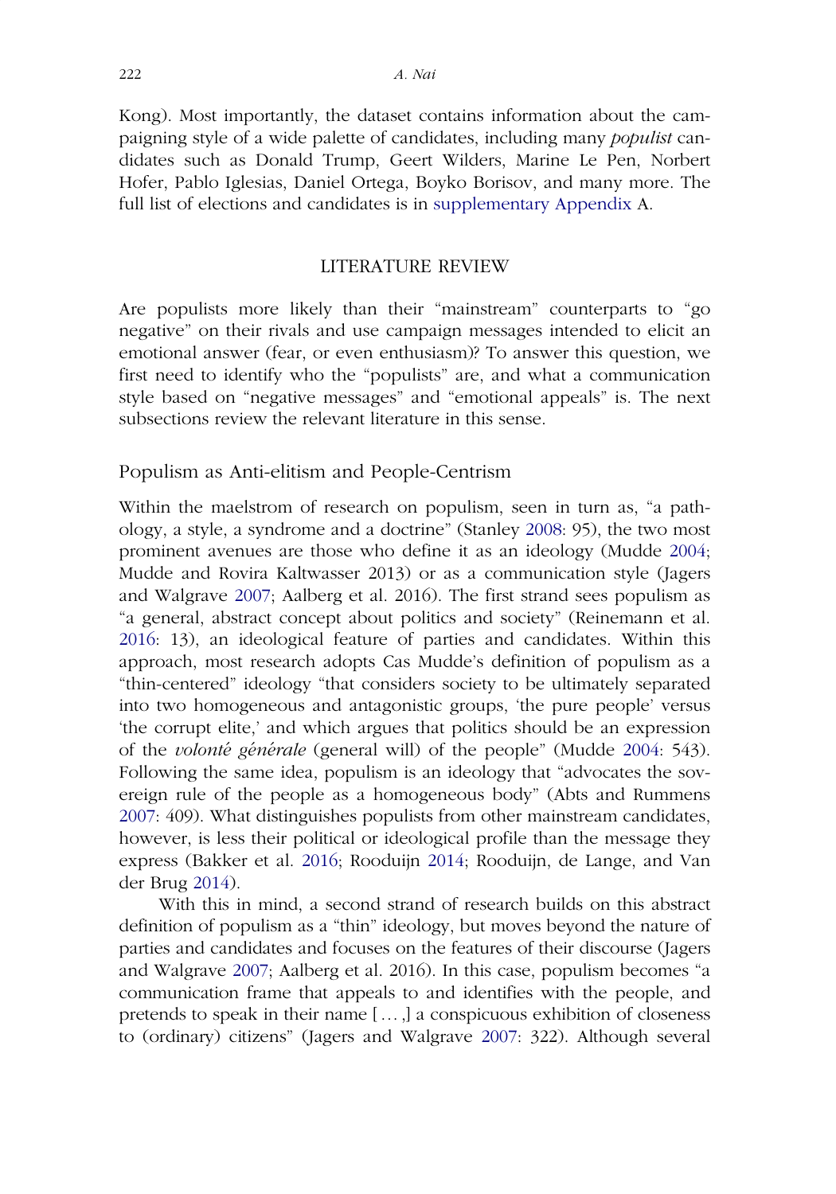Kong). Most importantly, the dataset contains information about the campaigning style of a wide palette of candidates, including many *populist* candidates such as Donald Trump, Geert Wilders, Marine Le Pen, Norbert Hofer, Pablo Iglesias, Daniel Ortega, Boyko Borisov, and many more. The full list of elections and candidates is in supplementary Appendix A.

## LITERATURE REVIEW

Are populists more likely than their "mainstream" counterparts to "go negative" on their rivals and use campaign messages intended to elicit an emotional answer (fear, or even enthusiasm)? To answer this question, we first need to identify who the "populists" are, and what a communication style based on "negative messages" and "emotional appeals" is. The next subsections review the relevant literature in this sense.

### Populism as Anti-elitism and People-Centrism

Within the maelstrom of research on populism, seen in turn as, "a pathology, a style, a syndrome and a doctrine" (Stanley 2008: 95), the two most prominent avenues are those who define it as an ideology (Mudde 2004; Mudde and Rovira Kaltwasser 2013) or as a communication style (Jagers and Walgrave 2007; Aalberg et al. 2016). The first strand sees populism as "a general, abstract concept about politics and society" (Reinemann et al. 2016: 13), an ideological feature of parties and candidates. Within this approach, most research adopts Cas Mudde's definition of populism as a "thin-centered" ideology "that considers society to be ultimately separated into two homogeneous and antagonistic groups, 'the pure people' versus 'the corrupt elite,' and which argues that politics should be an expression of the *volonté générale* (general will) of the people" (Mudde 2004: 543). Following the same idea, populism is an ideology that "advocates the sovereign rule of the people as a homogeneous body" (Abts and Rummens 2007: 409). What distinguishes populists from other mainstream candidates, however, is less their political or ideological profile than the message they express (Bakker et al. 2016; Rooduijn 2014; Rooduijn, de Lange, and Van der Brug 2014).

With this in mind, a second strand of research builds on this abstract definition of populism as a "thin" ideology, but moves beyond the nature of parties and candidates and focuses on the features of their discourse (Jagers and Walgrave 2007; Aalberg et al. 2016). In this case, populism becomes "a communication frame that appeals to and identifies with the people, and pretends to speak in their name [ … ,] a conspicuous exhibition of closeness to (ordinary) citizens" (Jagers and Walgrave 2007: 322). Although several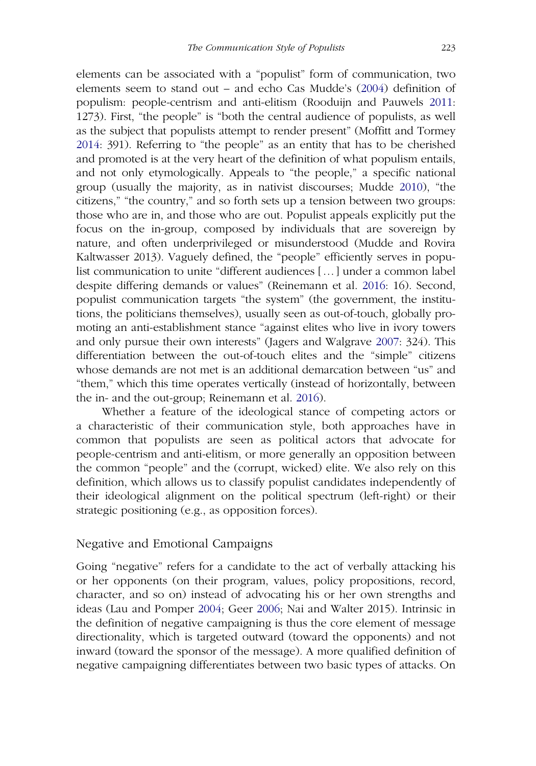elements can be associated with a "populist" form of communication, two elements seem to stand out – and echo Cas Mudde's (2004) definition of populism: people-centrism and anti-elitism (Rooduijn and Pauwels 2011: 1273). First, "the people" is "both the central audience of populists, as well as the subject that populists attempt to render present" (Moffitt and Tormey 2014: 391). Referring to "the people" as an entity that has to be cherished and promoted is at the very heart of the definition of what populism entails, and not only etymologically. Appeals to "the people," a specific national group (usually the majority, as in nativist discourses; Mudde 2010), "the citizens," "the country," and so forth sets up a tension between two groups: those who are in, and those who are out. Populist appeals explicitly put the focus on the in-group, composed by individuals that are sovereign by nature, and often underprivileged or misunderstood (Mudde and Rovira Kaltwasser 2013). Vaguely defined, the "people" efficiently serves in populist communication to unite "different audiences [ … ] under a common label despite differing demands or values" (Reinemann et al. 2016: 16). Second, populist communication targets "the system" (the government, the institutions, the politicians themselves), usually seen as out-of-touch, globally promoting an anti-establishment stance "against elites who live in ivory towers and only pursue their own interests" (Jagers and Walgrave 2007: 324). This differentiation between the out-of-touch elites and the "simple" citizens whose demands are not met is an additional demarcation between "us" and "them," which this time operates vertically (instead of horizontally, between the in- and the out-group; Reinemann et al. 2016).

Whether a feature of the ideological stance of competing actors or a characteristic of their communication style, both approaches have in common that populists are seen as political actors that advocate for people-centrism and anti-elitism, or more generally an opposition between the common "people" and the (corrupt, wicked) elite. We also rely on this definition, which allows us to classify populist candidates independently of their ideological alignment on the political spectrum (left-right) or their strategic positioning (e.g., as opposition forces).

## Negative and Emotional Campaigns

Going "negative" refers for a candidate to the act of verbally attacking his or her opponents (on their program, values, policy propositions, record, character, and so on) instead of advocating his or her own strengths and ideas (Lau and Pomper 2004; Geer 2006; Nai and Walter 2015). Intrinsic in the definition of negative campaigning is thus the core element of message directionality, which is targeted outward (toward the opponents) and not inward (toward the sponsor of the message). A more qualified definition of negative campaigning differentiates between two basic types of attacks. On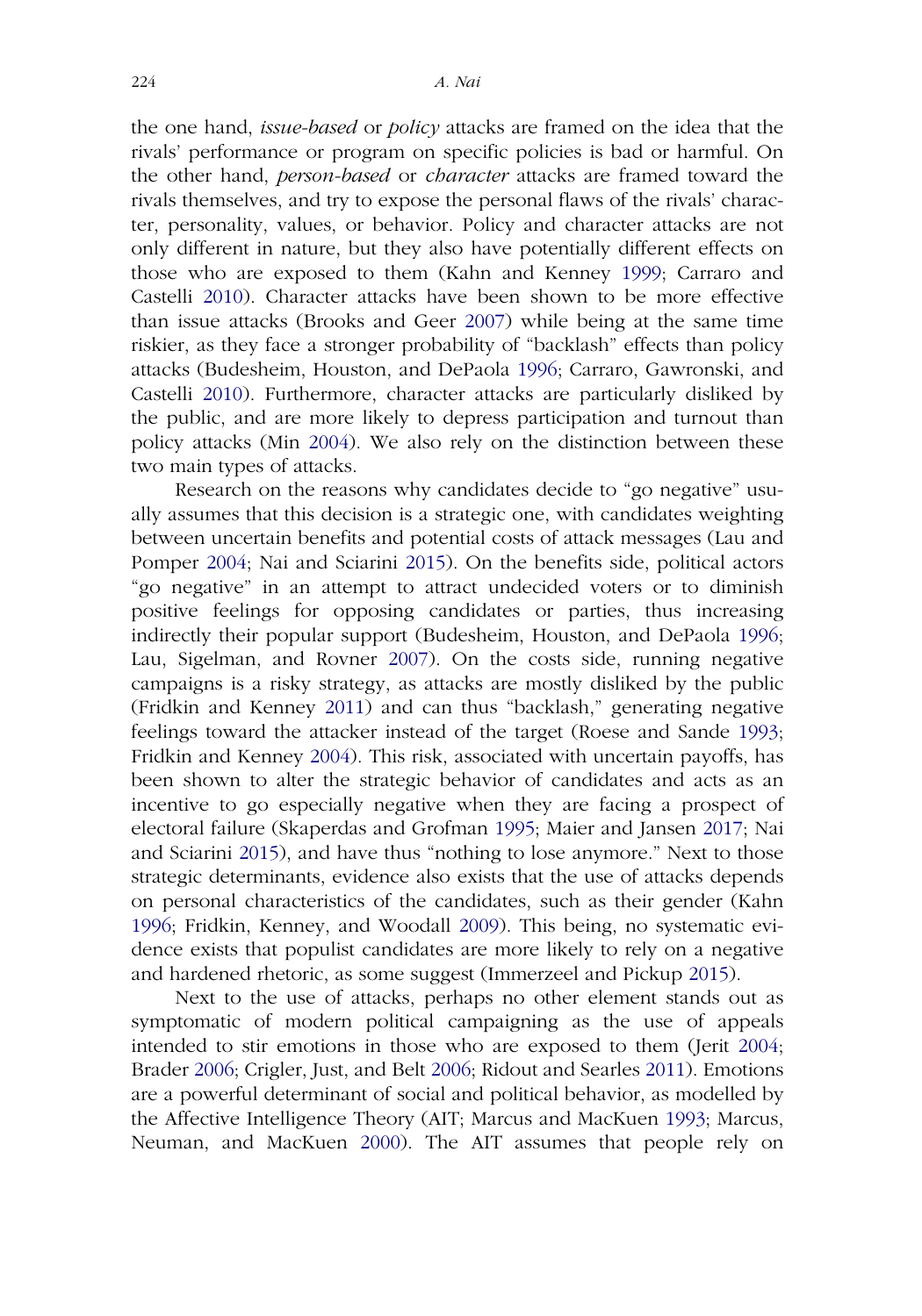the one hand, *issue-based* or *policy* attacks are framed on the idea that the rivals' performance or program on specific policies is bad or harmful. On the other hand, *person-based* or *character* attacks are framed toward the rivals themselves, and try to expose the personal flaws of the rivals' character, personality, values, or behavior. Policy and character attacks are not only different in nature, but they also have potentially different effects on those who are exposed to them (Kahn and Kenney 1999; Carraro and Castelli 2010). Character attacks have been shown to be more effective than issue attacks (Brooks and Geer 2007) while being at the same time riskier, as they face a stronger probability of "backlash" effects than policy attacks (Budesheim, Houston, and DePaola 1996; Carraro, Gawronski, and Castelli 2010). Furthermore, character attacks are particularly disliked by the public, and are more likely to depress participation and turnout than policy attacks (Min 2004). We also rely on the distinction between these two main types of attacks.

Research on the reasons why candidates decide to "go negative" usually assumes that this decision is a strategic one, with candidates weighting between uncertain benefits and potential costs of attack messages (Lau and Pomper 2004; Nai and Sciarini 2015). On the benefits side, political actors "go negative" in an attempt to attract undecided voters or to diminish positive feelings for opposing candidates or parties, thus increasing indirectly their popular support (Budesheim, Houston, and DePaola 1996; Lau, Sigelman, and Rovner 2007). On the costs side, running negative campaigns is a risky strategy, as attacks are mostly disliked by the public (Fridkin and Kenney 2011) and can thus "backlash," generating negative feelings toward the attacker instead of the target (Roese and Sande 1993; Fridkin and Kenney 2004). This risk, associated with uncertain payoffs, has been shown to alter the strategic behavior of candidates and acts as an incentive to go especially negative when they are facing a prospect of electoral failure (Skaperdas and Grofman 1995; Maier and Jansen 2017; Nai and Sciarini 2015), and have thus "nothing to lose anymore." Next to those strategic determinants, evidence also exists that the use of attacks depends on personal characteristics of the candidates, such as their gender (Kahn 1996; Fridkin, Kenney, and Woodall 2009). This being, no systematic evidence exists that populist candidates are more likely to rely on a negative and hardened rhetoric, as some suggest (Immerzeel and Pickup 2015).

Next to the use of attacks, perhaps no other element stands out as symptomatic of modern political campaigning as the use of appeals intended to stir emotions in those who are exposed to them (Jerit 2004; Brader 2006; Crigler, Just, and Belt 2006; Ridout and Searles 2011). Emotions are a powerful determinant of social and political behavior, as modelled by the Affective Intelligence Theory (AIT; Marcus and MacKuen 1993; Marcus, Neuman, and MacKuen 2000). The AIT assumes that people rely on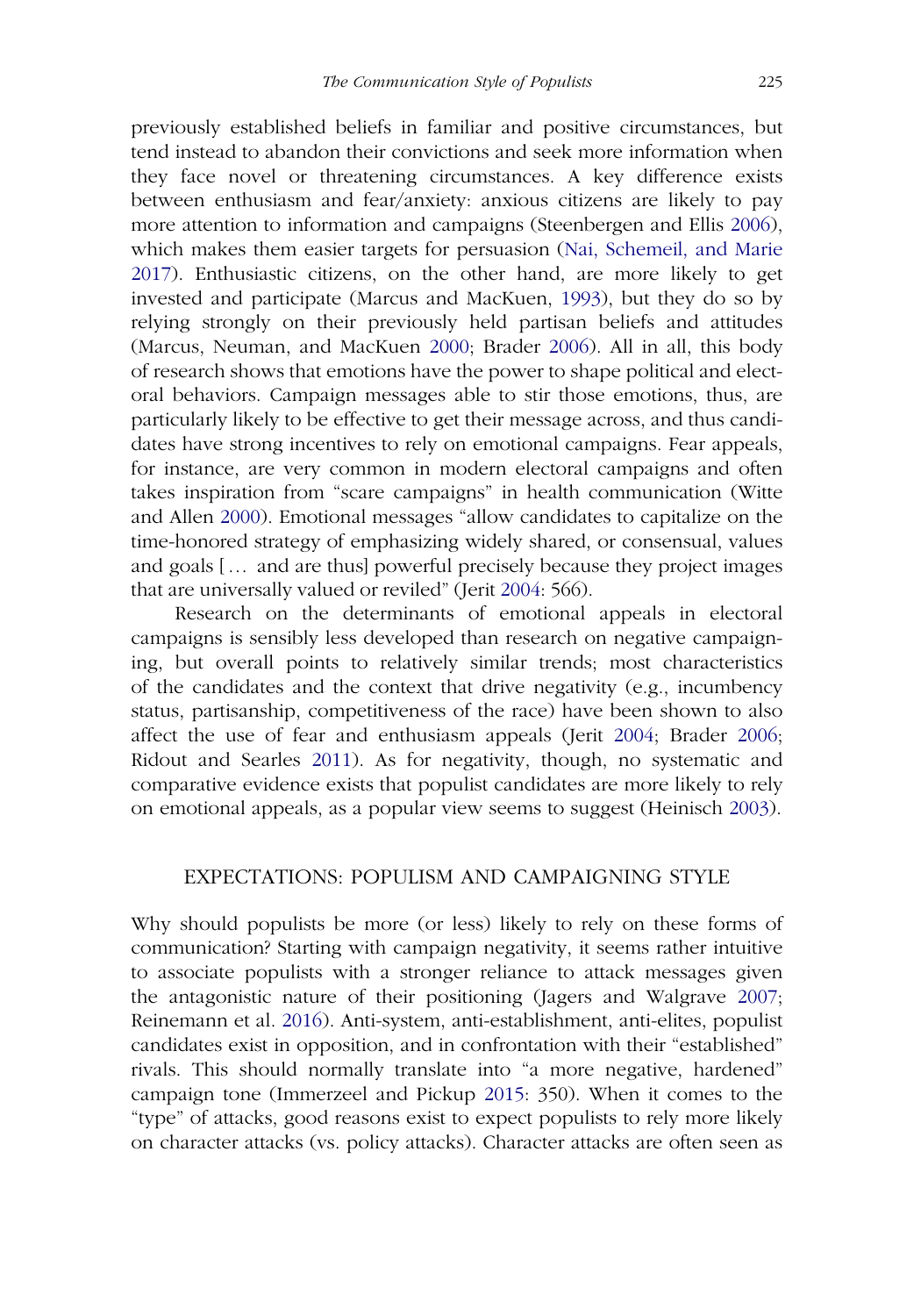previously established beliefs in familiar and positive circumstances, but tend instead to abandon their convictions and seek more information when they face novel or threatening circumstances. A key difference exists between enthusiasm and fear/anxiety: anxious citizens are likely to pay more attention to information and campaigns (Steenbergen and Ellis 2006), which makes them easier targets for persuasion (Nai, Schemeil, and Marie 2017). Enthusiastic citizens, on the other hand, are more likely to get invested and participate (Marcus and MacKuen, 1993), but they do so by relying strongly on their previously held partisan beliefs and attitudes (Marcus, Neuman, and MacKuen 2000; Brader 2006). All in all, this body of research shows that emotions have the power to shape political and electoral behaviors. Campaign messages able to stir those emotions, thus, are particularly likely to be effective to get their message across, and thus candidates have strong incentives to rely on emotional campaigns. Fear appeals, for instance, are very common in modern electoral campaigns and often takes inspiration from "scare campaigns" in health communication (Witte and Allen 2000). Emotional messages "allow candidates to capitalize on the time-honored strategy of emphasizing widely shared, or consensual, values and goals [… and are thus] powerful precisely because they project images that are universally valued or reviled" (Jerit 2004: 566).

Research on the determinants of emotional appeals in electoral campaigns is sensibly less developed than research on negative campaigning, but overall points to relatively similar trends; most characteristics of the candidates and the context that drive negativity (e.g., incumbency status, partisanship, competitiveness of the race) have been shown to also affect the use of fear and enthusiasm appeals (Jerit 2004; Brader 2006; Ridout and Searles 2011). As for negativity, though, no systematic and comparative evidence exists that populist candidates are more likely to rely on emotional appeals, as a popular view seems to suggest (Heinisch 2003).

## EXPECTATIONS: POPULISM AND CAMPAIGNING STYLE

Why should populists be more (or less) likely to rely on these forms of communication? Starting with campaign negativity, it seems rather intuitive to associate populists with a stronger reliance to attack messages given the antagonistic nature of their positioning (Jagers and Walgrave 2007; Reinemann et al. 2016). Anti-system, anti-establishment, anti-elites, populist candidates exist in opposition, and in confrontation with their "established" rivals. This should normally translate into "a more negative, hardened" campaign tone (Immerzeel and Pickup 2015: 350). When it comes to the "type" of attacks, good reasons exist to expect populists to rely more likely on character attacks (vs. policy attacks). Character attacks are often seen as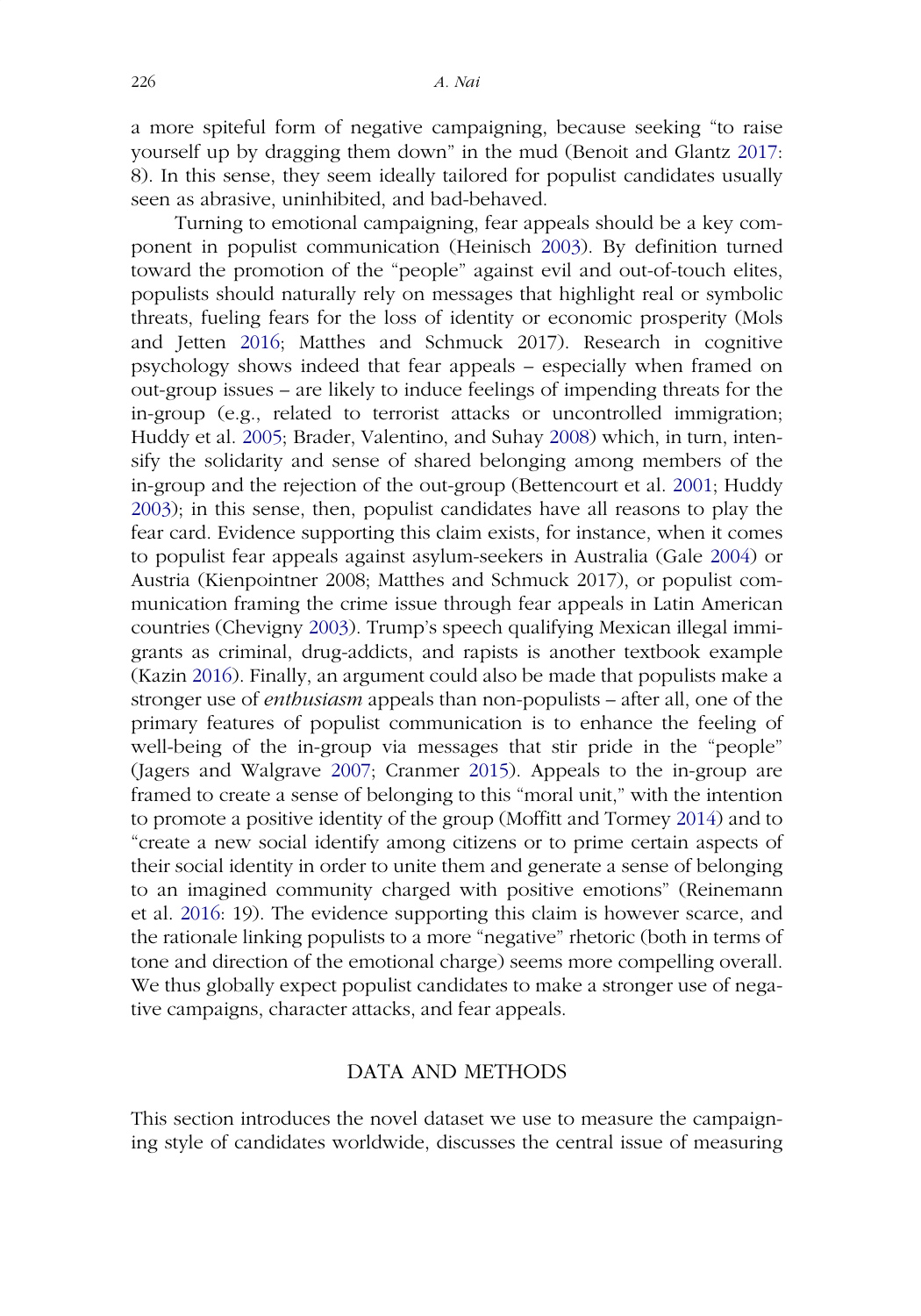a more spiteful form of negative campaigning, because seeking "to raise yourself up by dragging them down" in the mud (Benoit and Glantz 2017: 8). In this sense, they seem ideally tailored for populist candidates usually seen as abrasive, uninhibited, and bad-behaved.

Turning to emotional campaigning, fear appeals should be a key component in populist communication (Heinisch 2003). By definition turned toward the promotion of the "people" against evil and out-of-touch elites, populists should naturally rely on messages that highlight real or symbolic threats, fueling fears for the loss of identity or economic prosperity (Mols and Jetten 2016; Matthes and Schmuck 2017). Research in cognitive psychology shows indeed that fear appeals – especially when framed on out-group issues – are likely to induce feelings of impending threats for the in-group (e.g., related to terrorist attacks or uncontrolled immigration; Huddy et al. 2005; Brader, Valentino, and Suhay 2008) which, in turn, intensify the solidarity and sense of shared belonging among members of the in-group and the rejection of the out-group (Bettencourt et al. 2001; Huddy 2003); in this sense, then, populist candidates have all reasons to play the fear card. Evidence supporting this claim exists, for instance, when it comes to populist fear appeals against asylum-seekers in Australia (Gale 2004) or Austria (Kienpointner 2008; Matthes and Schmuck 2017), or populist communication framing the crime issue through fear appeals in Latin American countries (Chevigny 2003). Trump's speech qualifying Mexican illegal immigrants as criminal, drug-addicts, and rapists is another textbook example (Kazin 2016). Finally, an argument could also be made that populists make a stronger use of *enthusiasm* appeals than non-populists – after all, one of the primary features of populist communication is to enhance the feeling of well-being of the in-group via messages that stir pride in the "people" (Jagers and Walgrave 2007; Cranmer 2015). Appeals to the in-group are framed to create a sense of belonging to this "moral unit," with the intention to promote a positive identity of the group (Moffitt and Tormey 2014) and to "create a new social identify among citizens or to prime certain aspects of their social identity in order to unite them and generate a sense of belonging to an imagined community charged with positive emotions" (Reinemann et al. 2016: 19). The evidence supporting this claim is however scarce, and the rationale linking populists to a more "negative" rhetoric (both in terms of tone and direction of the emotional charge) seems more compelling overall. We thus globally expect populist candidates to make a stronger use of negative campaigns, character attacks, and fear appeals.

## DATA AND METHODS

This section introduces the novel dataset we use to measure the campaigning style of candidates worldwide, discusses the central issue of measuring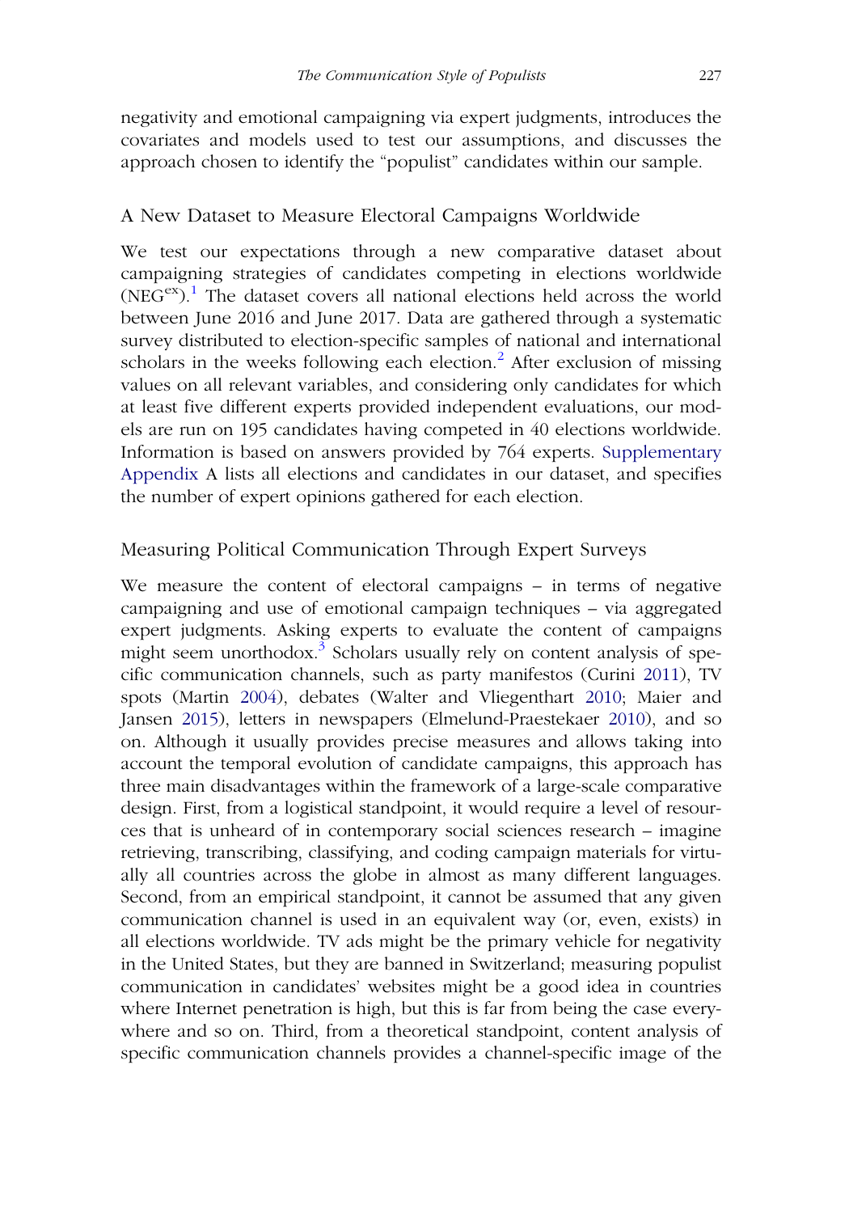negativity and emotional campaigning via expert judgments, introduces the covariates and models used to test our assumptions, and discusses the approach chosen to identify the "populist" candidates within our sample.

## A New Dataset to Measure Electoral Campaigns Worldwide

We test our expectations through a new comparative dataset about campaigning strategies of candidates competing in elections worldwide ($NEG^{ex}$).[1] The dataset covers all national elections held across the world between June 2016 and June 2017. Data are gathered through a systematic survey distributed to election-specific samples of national and international scholars in the weeks following each election.[2] After exclusion of missing values on all relevant variables, and considering only candidates for which at least five different experts provided independent evaluations, our models are run on 195 candidates having competed in 40 elections worldwide. Information is based on answers provided by 764 experts. Supplementary Appendix A lists all elections and candidates in our dataset, and specifies the number of expert opinions gathered for each election.

## Measuring Political Communication Through Expert Surveys

We measure the content of electoral campaigns – in terms of negative campaigning and use of emotional campaign techniques – via aggregated expert judgments. Asking experts to evaluate the content of campaigns might seem unorthodox.[3] Scholars usually rely on content analysis of specific communication channels, such as party manifestos (Curini 2011), TV spots (Martin 2004), debates (Walter and Vliegenthart 2010; Maier and Jansen 2015), letters in newspapers (Elmelund-Praestekaer 2010), and so on. Although it usually provides precise measures and allows taking into account the temporal evolution of candidate campaigns, this approach has three main disadvantages within the framework of a large-scale comparative design. First, from a logistical standpoint, it would require a level of resources that is unheard of in contemporary social sciences research – imagine retrieving, transcribing, classifying, and coding campaign materials for virtually all countries across the globe in almost as many different languages. Second, from an empirical standpoint, it cannot be assumed that any given communication channel is used in an equivalent way (or, even, exists) in all elections worldwide. TV ads might be the primary vehicle for negativity in the United States, but they are banned in Switzerland; measuring populist communication in candidates' websites might be a good idea in countries where Internet penetration is high, but this is far from being the case everywhere and so on. Third, from a theoretical standpoint, content analysis of specific communication channels provides a channel-specific image of the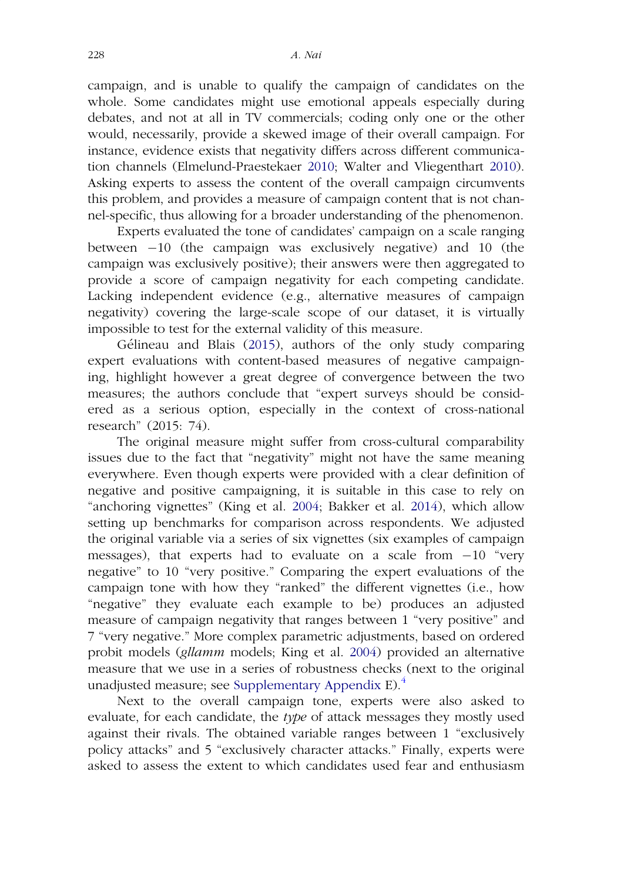campaign, and is unable to qualify the campaign of candidates on the whole. Some candidates might use emotional appeals especially during debates, and not at all in TV commercials; coding only one or the other would, necessarily, provide a skewed image of their overall campaign. For instance, evidence exists that negativity differs across different communication channels (Elmelund-Praestekaer 2010; Walter and Vliegenthart 2010). Asking experts to assess the content of the overall campaign circumvents this problem, and provides a measure of campaign content that is not channel-specific, thus allowing for a broader understanding of the phenomenon.

Experts evaluated the tone of candidates' campaign on a scale ranging between −10 (the campaign was exclusively negative) and 10 (the campaign was exclusively positive); their answers were then aggregated to provide a score of campaign negativity for each competing candidate. Lacking independent evidence (e.g., alternative measures of campaign negativity) covering the large-scale scope of our dataset, it is virtually impossible to test for the external validity of this measure.

Gélineau and Blais (2015), authors of the only study comparing expert evaluations with content-based measures of negative campaigning, highlight however a great degree of convergence between the two measures; the authors conclude that "expert surveys should be considered as a serious option, especially in the context of cross-national research" (2015: 74).

The original measure might suffer from cross-cultural comparability issues due to the fact that "negativity" might not have the same meaning everywhere. Even though experts were provided with a clear definition of negative and positive campaigning, it is suitable in this case to rely on "anchoring vignettes" (King et al. 2004; Bakker et al. 2014), which allow setting up benchmarks for comparison across respondents. We adjusted the original variable via a series of six vignettes (six examples of campaign messages), that experts had to evaluate on a scale from −10 "very negative" to 10 "very positive." Comparing the expert evaluations of the campaign tone with how they "ranked" the different vignettes (i.e., how "negative" they evaluate each example to be) produces an adjusted measure of campaign negativity that ranges between 1 "very positive" and 7 "very negative." More complex parametric adjustments, based on ordered probit models (*gllamm* models; King et al. 2004) provided an alternative measure that we use in a series of robustness checks (next to the original unadjusted measure; see Supplementary Appendix E).[4]

Next to the overall campaign tone, experts were also asked to evaluate, for each candidate, the *type* of attack messages they mostly used against their rivals. The obtained variable ranges between 1 "exclusively policy attacks" and 5 "exclusively character attacks." Finally, experts were asked to assess the extent to which candidates used fear and enthusiasm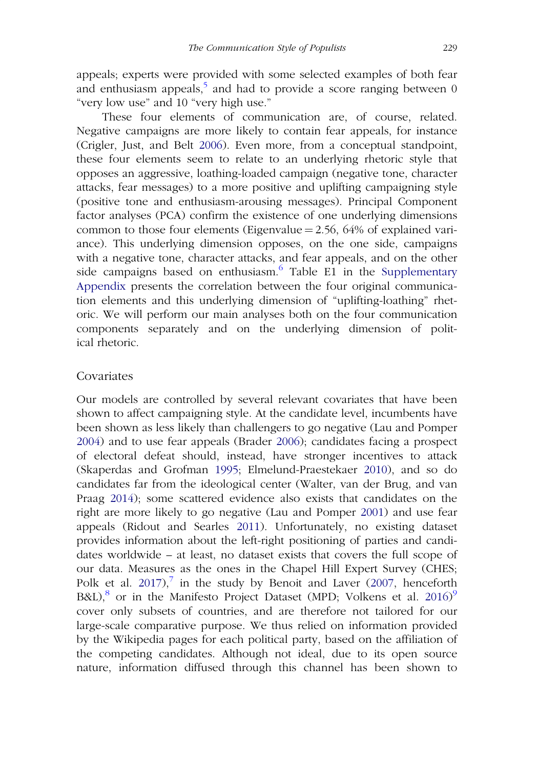appeals; experts were provided with some selected examples of both fear and enthusiasm appeals,[5] and had to provide a score ranging between 0 "very low use" and 10 "very high use."

These four elements of communication are, of course, related. Negative campaigns are more likely to contain fear appeals, for instance (Crigler, Just, and Belt 2006). Even more, from a conceptual standpoint, these four elements seem to relate to an underlying rhetoric style that opposes an aggressive, loathing-loaded campaign (negative tone, character attacks, fear messages) to a more positive and uplifting campaigning style (positive tone and enthusiasm-arousing messages). Principal Component factor analyses (PCA) confirm the existence of one underlying dimensions common to those four elements (Eigenvalue = 2.56, 64% of explained variance). This underlying dimension opposes, on the one side, campaigns with a negative tone, character attacks, and fear appeals, and on the other side campaigns based on enthusiasm.[6] Table E1 in the Supplementary Appendix presents the correlation between the four original communication elements and this underlying dimension of "uplifting-loathing" rhetoric. We will perform our main analyses both on the four communication components separately and on the underlying dimension of political rhetoric.

## Covariates

Our models are controlled by several relevant covariates that have been shown to affect campaigning style. At the candidate level, incumbents have been shown as less likely than challengers to go negative (Lau and Pomper 2004) and to use fear appeals (Brader 2006); candidates facing a prospect of electoral defeat should, instead, have stronger incentives to attack (Skaperdas and Grofman 1995; Elmelund-Praestekaer 2010), and so do candidates far from the ideological center (Walter, van der Brug, and van Praag 2014); some scattered evidence also exists that candidates on the right are more likely to go negative (Lau and Pomper 2001) and use fear appeals (Ridout and Searles 2011). Unfortunately, no existing dataset provides information about the left-right positioning of parties and candidates worldwide – at least, no dataset exists that covers the full scope of our data. Measures as the ones in the Chapel Hill Expert Survey (CHES; Polk et al. 2017),[7] in the study by Benoit and Laver (2007, henceforth B&L),[8] or in the Manifesto Project Dataset (MPD; Volkens et al. 2016)[9] cover only subsets of countries, and are therefore not tailored for our large-scale comparative purpose. We thus relied on information provided by the Wikipedia pages for each political party, based on the affiliation of the competing candidates. Although not ideal, due to its open source nature, information diffused through this channel has been shown to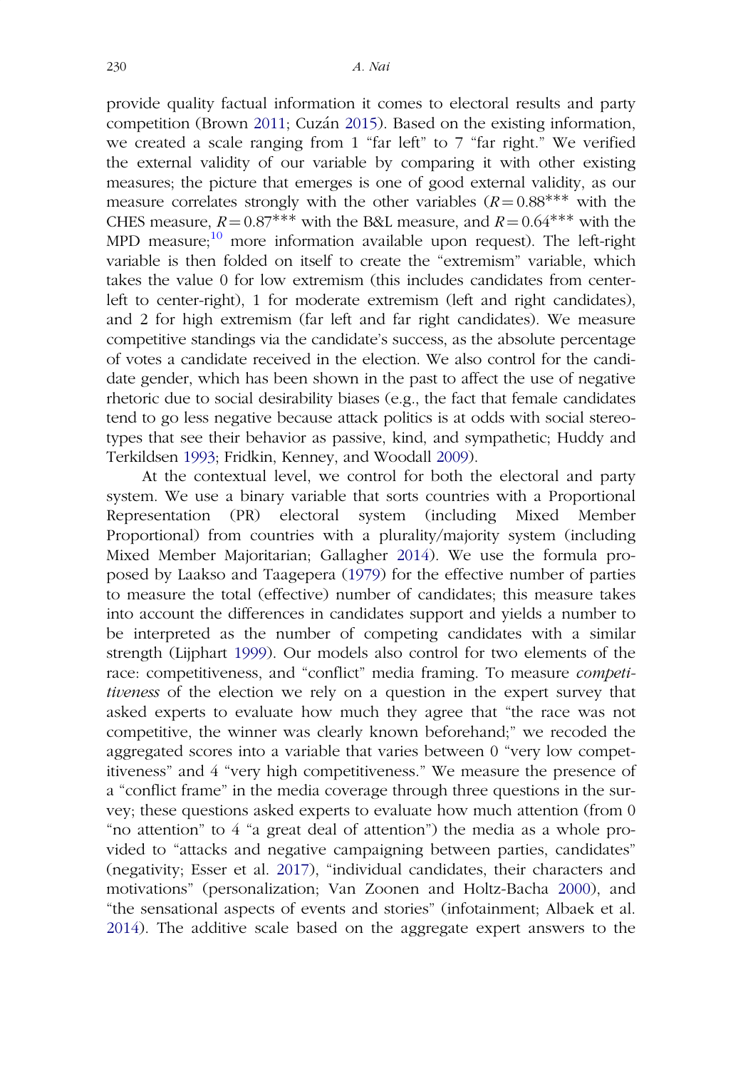provide quality factual information it comes to electoral results and party competition (Brown 2011; Cuzán 2015). Based on the existing information, we created a scale ranging from 1 "far left" to 7 "far right." We verified the external validity of our variable by comparing it with other existing measures; the picture that emerges is one of good external validity, as our measure correlates strongly with the other variables ($R = 0.88^{***}$ with the CHES measure, $R = 0.87^{***}$ with the B&L measure, and $R = 0.64^{***}$ with the MPD measure;[10] more information available upon request). The left-right variable is then folded on itself to create the "extremism" variable, which takes the value 0 for low extremism (this includes candidates from center-left to center-right), 1 for moderate extremism (left and right candidates), and 2 for high extremism (far left and far right candidates). We measure competitive standings via the candidate's success, as the absolute percentage of votes a candidate received in the election. We also control for the candidate gender, which has been shown in the past to affect the use of negative rhetoric due to social desirability biases (e.g., the fact that female candidates tend to go less negative because attack politics is at odds with social stereotypes that see their behavior as passive, kind, and sympathetic; Huddy and Terkildsen 1993; Fridkin, Kenney, and Woodall 2009).

At the contextual level, we control for both the electoral and party system. We use a binary variable that sorts countries with a Proportional Representation (PR) electoral system (including Mixed Member Proportional) from countries with a plurality/majority system (including Mixed Member Majoritarian; Gallagher 2014). We use the formula proposed by Laakso and Taagepera (1979) for the effective number of parties to measure the total (effective) number of candidates; this measure takes into account the differences in candidates support and yields a number to be interpreted as the number of competing candidates with a similar strength (Lijphart 1999). Our models also control for two elements of the race: competitiveness, and "conflict" media framing. To measure *competitiveness* of the election we rely on a question in the expert survey that asked experts to evaluate how much they agree that "the race was not competitive, the winner was clearly known beforehand;" we recoded the aggregated scores into a variable that varies between 0 "very low competitiveness" and 4 "very high competitiveness." We measure the presence of a "conflict frame" in the media coverage through three questions in the survey; these questions asked experts to evaluate how much attention (from 0 "no attention" to 4 "a great deal of attention") the media as a whole provided to "attacks and negative campaigning between parties, candidates" (negativity; Esser et al. 2017), "individual candidates, their characters and motivations" (personalization; Van Zoonen and Holtz-Bacha 2000), and "the sensational aspects of events and stories" (infotainment; Albaek et al. 2014). The additive scale based on the aggregate expert answers to the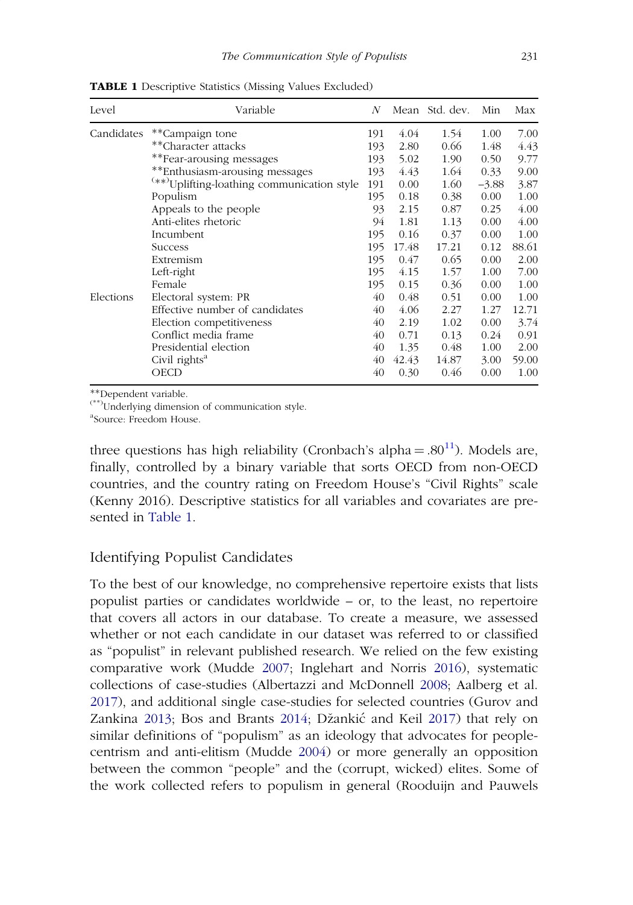**TABLE 1** Descriptive Statistics (Missing Values Excluded)

| Level | Variable | N | Mean | Std. dev. | Min | Max |
|---|---|---|---|---|---|---|
| Candidates | **Campaign tone | 191 | 4.04 | 1.54 | 1.00 | 7.00 |
| | **Character attacks | 193 | 2.80 | 0.66 | 1.48 | 4.43 |
| | **Fear-arousing messages | 193 | 5.02 | 1.90 | 0.50 | 9.77 |
| | **Enthusiasm-arousing messages | 193 | 4.43 | 1.64 | 0.33 | 9.00 |
| | (**)Uplifting-loathing communication style | 191 | 0.00 | 1.60 | −3.88 | 3.87 |
| | Populism | 195 | 0.18 | 0.38 | 0.00 | 1.00 |
| | Appeals to the people | 93 | 2.15 | 0.87 | 0.25 | 4.00 |
| | Anti-elites rhetoric | 94 | 1.81 | 1.13 | 0.00 | 4.00 |
| | Incumbent | 195 | 0.16 | 0.37 | 0.00 | 1.00 |
| | Success | 195 | 17.48 | 17.21 | 0.12 | 88.61 |
| | Extremism | 195 | 0.47 | 0.65 | 0.00 | 2.00 |
| | Left-right | 195 | 4.15 | 1.57 | 1.00 | 7.00 |
| | Female | 195 | 0.15 | 0.36 | 0.00 | 1.00 |
| Elections | Electoral system: PR | 40 | 0.48 | 0.51 | 0.00 | 1.00 |
| | Effective number of candidates | 40 | 4.06 | 2.27 | 1.27 | 12.71 |
| | Election competitiveness | 40 | 2.19 | 1.02 | 0.00 | 3.74 |
| | Conflict media frame | 40 | 0.71 | 0.13 | 0.24 | 0.91 |
| | Presidential election | 40 | 1.35 | 0.48 | 1.00 | 2.00 |
| | Civil rights[a] | 40 | 42.43 | 14.87 | 3.00 | 59.00 |
| | OECD | 40 | 0.30 | 0.46 | 0.00 | 1.00 |

**Dependent variable.
(**)Underlying dimension of communication style.
[a]Source: Freedom House.

three questions has high reliability (Cronbach's alpha = .80[11]). Models are, finally, controlled by a binary variable that sorts OECD from non-OECD countries, and the country rating on Freedom House's "Civil Rights" scale (Kenny 2016). Descriptive statistics for all variables and covariates are presented in Table 1.

## Identifying Populist Candidates

To the best of our knowledge, no comprehensive repertoire exists that lists populist parties or candidates worldwide – or, to the least, no repertoire that covers all actors in our database. To create a measure, we assessed whether or not each candidate in our dataset was referred to or classified as "populist" in relevant published research. We relied on the few existing comparative work (Mudde 2007; Inglehart and Norris 2016), systematic collections of case-studies (Albertazzi and McDonnell 2008; Aalberg et al. 2017), and additional single case-studies for selected countries (Gurov and Zankina 2013; Bos and Brants 2014; Džankić and Keil 2017) that rely on similar definitions of "populism" as an ideology that advocates for people-centrism and anti-elitism (Mudde 2004) or more generally an opposition between the common "people" and the (corrupt, wicked) elites. Some of the work collected refers to populism in general (Rooduijn and Pauwels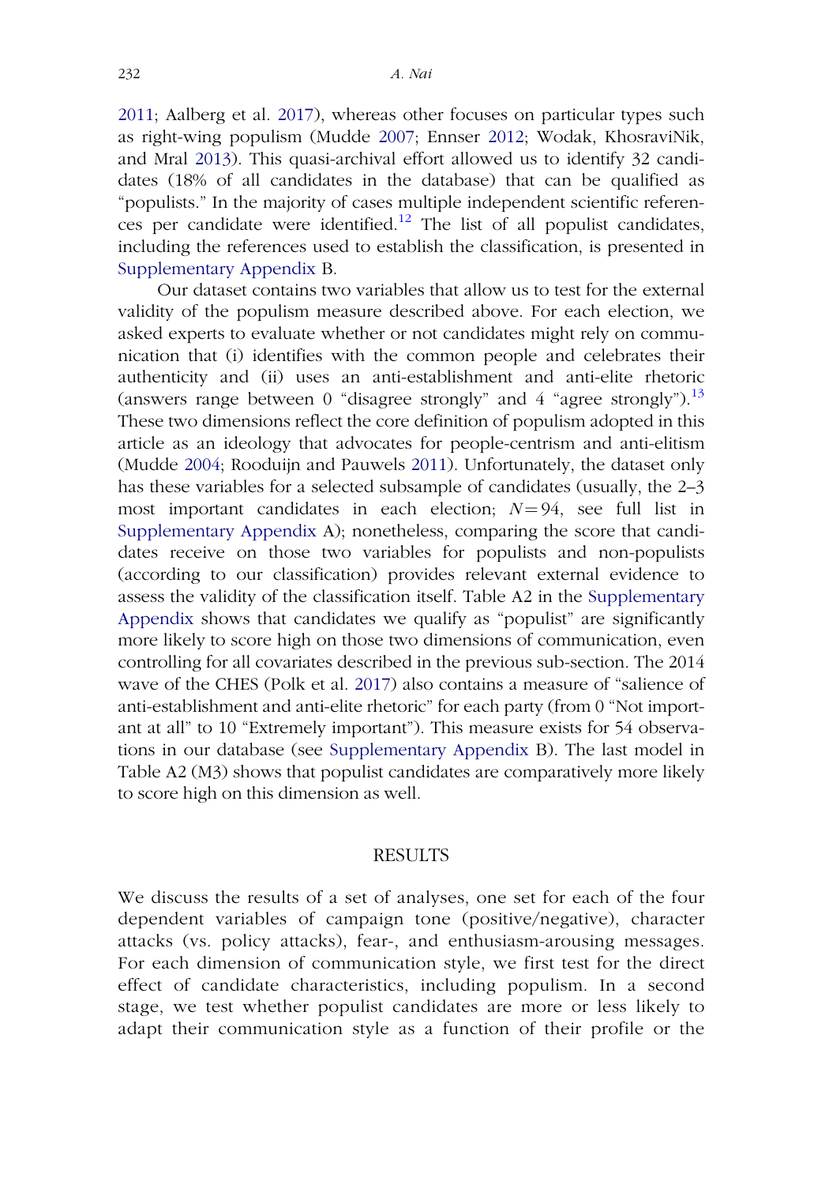2011; Aalberg et al. 2017), whereas other focuses on particular types such as right-wing populism (Mudde 2007; Ennser 2012; Wodak, KhosraviNik, and Mral 2013). This quasi-archival effort allowed us to identify 32 candidates (18% of all candidates in the database) that can be qualified as "populists." In the majority of cases multiple independent scientific references per candidate were identified.[12] The list of all populist candidates, including the references used to establish the classification, is presented in Supplementary Appendix B.

Our dataset contains two variables that allow us to test for the external validity of the populism measure described above. For each election, we asked experts to evaluate whether or not candidates might rely on communication that (i) identifies with the common people and celebrates their authenticity and (ii) uses an anti-establishment and anti-elite rhetoric (answers range between 0 "disagree strongly" and 4 "agree strongly").[13] These two dimensions reflect the core definition of populism adopted in this article as an ideology that advocates for people-centrism and anti-elitism (Mudde 2004; Rooduijn and Pauwels 2011). Unfortunately, the dataset only has these variables for a selected subsample of candidates (usually, the 2–3 most important candidates in each election; $N = 94$, see full list in Supplementary Appendix A); nonetheless, comparing the score that candidates receive on those two variables for populists and non-populists (according to our classification) provides relevant external evidence to assess the validity of the classification itself. Table A2 in the Supplementary Appendix shows that candidates we qualify as "populist" are significantly more likely to score high on those two dimensions of communication, even controlling for all covariates described in the previous sub-section. The 2014 wave of the CHES (Polk et al. 2017) also contains a measure of "salience of anti-establishment and anti-elite rhetoric" for each party (from 0 "Not important at all" to 10 "Extremely important"). This measure exists for 54 observations in our database (see Supplementary Appendix B). The last model in Table A2 (M3) shows that populist candidates are comparatively more likely to score high on this dimension as well.

## RESULTS

We discuss the results of a set of analyses, one set for each of the four dependent variables of campaign tone (positive/negative), character attacks (vs. policy attacks), fear-, and enthusiasm-arousing messages. For each dimension of communication style, we first test for the direct effect of candidate characteristics, including populism. In a second stage, we test whether populist candidates are more or less likely to adapt their communication style as a function of their profile or the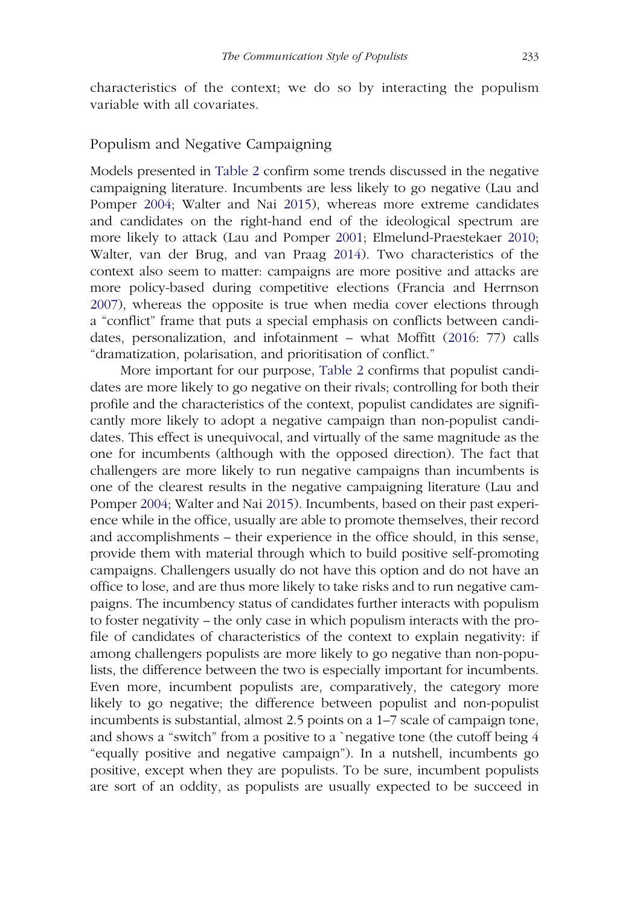characteristics of the context; we do so by interacting the populism variable with all covariates.

## Populism and Negative Campaigning

Models presented in Table 2 confirm some trends discussed in the negative campaigning literature. Incumbents are less likely to go negative (Lau and Pomper 2004; Walter and Nai 2015), whereas more extreme candidates and candidates on the right-hand end of the ideological spectrum are more likely to attack (Lau and Pomper 2001; Elmelund-Praestekaer 2010; Walter, van der Brug, and van Praag 2014). Two characteristics of the context also seem to matter: campaigns are more positive and attacks are more policy-based during competitive elections (Francia and Herrnson 2007), whereas the opposite is true when media cover elections through a "conflict" frame that puts a special emphasis on conflicts between candidates, personalization, and infotainment – what Moffitt (2016: 77) calls "dramatization, polarisation, and prioritisation of conflict."

More important for our purpose, Table 2 confirms that populist candidates are more likely to go negative on their rivals; controlling for both their profile and the characteristics of the context, populist candidates are significantly more likely to adopt a negative campaign than non-populist candidates. This effect is unequivocal, and virtually of the same magnitude as the one for incumbents (although with the opposed direction). The fact that challengers are more likely to run negative campaigns than incumbents is one of the clearest results in the negative campaigning literature (Lau and Pomper 2004; Walter and Nai 2015). Incumbents, based on their past experience while in the office, usually are able to promote themselves, their record and accomplishments – their experience in the office should, in this sense, provide them with material through which to build positive self-promoting campaigns. Challengers usually do not have this option and do not have an office to lose, and are thus more likely to take risks and to run negative campaigns. The incumbency status of candidates further interacts with populism to foster negativity – the only case in which populism interacts with the profile of candidates of characteristics of the context to explain negativity: if among challengers populists are more likely to go negative than non-populists, the difference between the two is especially important for incumbents. Even more, incumbent populists are, comparatively, the category more likely to go negative; the difference between populist and non-populist incumbents is substantial, almost 2.5 points on a 1–7 scale of campaign tone, and shows a "switch" from a positive to a `negative tone (the cutoff being 4 "equally positive and negative campaign"). In a nutshell, incumbents go positive, except when they are populists. To be sure, incumbent populists are sort of an oddity, as populists are usually expected to be succeed in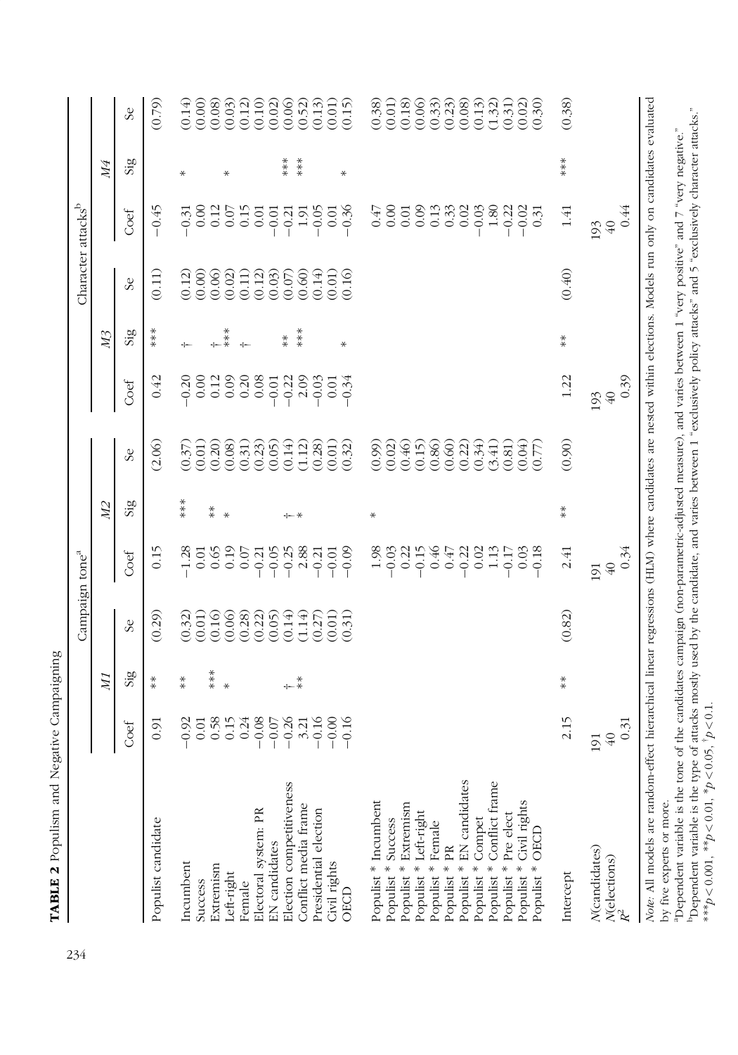**TABLE 2** Populism and Negative Campaigning

| | Campaign tone[a] | | | | | | Character attacks[b] | | | | | |
|---|---|---|---|---|---|---|---|---|---|---|---|---|
| | *M1* | | | *M2* | | | *M3* | | | *M4* | | |
| | Coef | Sig | Se | Coef | Sig | Se | Coef | Sig | Se | Coef | Sig | Se |
| Populist candidate | 0.91 | ** | (0.29) | 0.15 | | (2.06) | 0.42 | *** | (0.11) | −0.45 | | (0.79) |
| Incumbent | −0.92 | ** | (0.32) | −1.28 | *** | (0.37) | −0.20 | † | (0.12) | −0.31 | * | (0.14) |
| Success | 0.01 | | (0.01) | 0.01 | | (0.01) | 0.00 | | (0.00) | 0.00 | | (0.00) |
| Extremism | 0.58 | *** | (0.16) | 0.65 | ** | (0.20) | 0.12 | † | (0.06) | 0.12 | | (0.08) |
| Left-right | 0.15 | * | (0.06) | 0.19 | * | (0.08) | 0.09 | *** | (0.02) | 0.07 | * | (0.03) |
| Female | 0.24 | | (0.28) | 0.07 | | (0.31) | 0.20 | † | (0.11) | 0.15 | | (0.12) |
| Electoral system: PR | −0.08 | | (0.22) | −0.21 | | (0.23) | 0.08 | | (0.12) | 0.01 | | (0.10) |
| EN candidates | −0.07 | | (0.05) | −0.05 | | (0.05) | −0.01 | | (0.03) | −0.01 | | (0.02) |
| Election competitiveness | −0.26 | † | (0.14) | −0.25 | † | (0.14) | −0.22 | ** | (0.07) | −0.21 | *** | (0.06) |
| Conflict media frame | 3.21 | ** | (1.14) | 2.88 | * | (1.12) | 2.09 | *** | (0.60) | 1.91 | *** | (0.52) |
| Presidential election | −0.16 | | (0.27) | −0.21 | | (0.28) | −0.03 | | (0.14) | −0.05 | | (0.13) |
| Civil rights | −0.00 | | (0.01) | −0.01 | | (0.01) | 0.01 | | (0.01) | 0.01 | | (0.01) |
| OECD | −0.16 | | (0.31) | −0.09 | | (0.32) | −0.34 | * | (0.16) | −0.36 | * | (0.15) |
| Populist * Incumbent | | | | 1.98 | * | (0.99) | | | | 0.47 | | (0.38) |
| Populist * Success | | | | −0.03 | | (0.02) | | | | 0.00 | | (0.01) |
| Populist * Extremism | | | | 0.22 | | (0.46) | | | | 0.01 | | (0.18) |
| Populist * Left-right | | | | −0.15 | | (0.15) | | | | 0.09 | | (0.06) |
| Populist * Female | | | | 0.46 | | (0.86) | | | | 0.13 | | (0.33) |
| Populist * PR | | | | 0.47 | | (0.60) | | | | 0.33 | | (0.23) |
| Populist * EN candidates | | | | −0.22 | | (0.22) | | | | 0.02 | | (0.08) |
| Populist * Compet | | | | 0.02 | | (0.34) | | | | −0.03 | | (0.13) |
| Populist * Conflict frame | | | | 1.13 | | (3.41) | | | | 1.80 | | (1.32) |
| Populist * Pre elect | | | | −0.17 | | (0.81) | | | | −0.22 | | (0.31) |
| Populist * Civil rights | | | | 0.03 | | (0.04) | | | | −0.02 | | (0.02) |
| Populist * OECD | | | | −0.18 | | (0.77) | | | | 0.31 | | (0.30) |
| Intercept | 2.15 | ** | (0.82) | 2.41 | ** | (0.90) | 1.22 | ** | (0.40) | 1.41 | *** | (0.38) |
| *N*(candidates) | 191 | | | 191 | | | 193 | | | 193 | | |
| *N*(elections) | 40 | | | 40 | | | 40 | | | 40 | | |
| $R^2$ | 0.31 | | | 0.34 | | | 0.39 | | | 0.44 | | |

*Note*: All models are random-effect hierarchical linear regressions (HLM) where candidates are nested within elections. Models run only on candidates evaluated by five experts or more.

[a]Dependent variable is the tone of the candidates campaign (non-parametric-adjusted measure), and varies between 1 "very positive" and 7 "very negative."

[b]Dependent variable is the type of attacks mostly used by the candidate, and varies between 1 "exclusively policy attacks" and 5 "exclusively character attacks."

$^{***}p < 0.001$, $^{**}p < 0.01$, $^{*}p < 0.05$, $^{\dagger}p < 0.1$.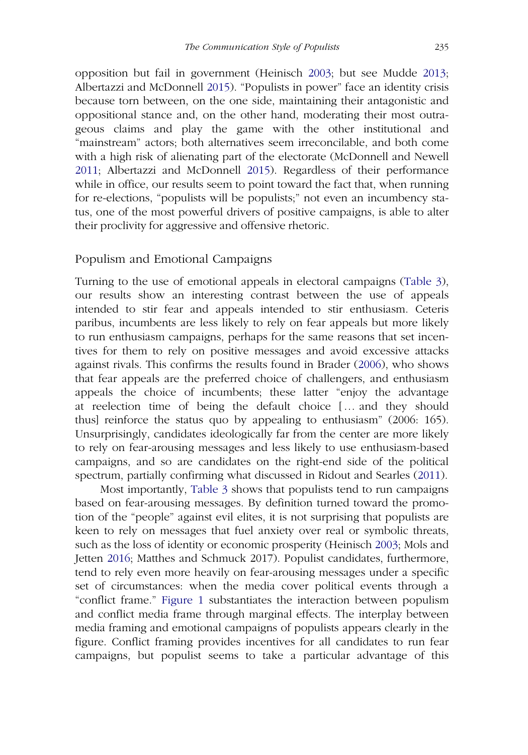opposition but fail in government (Heinisch 2003; but see Mudde 2013; Albertazzi and McDonnell 2015). “Populists in power” face an identity crisis because torn between, on the one side, maintaining their antagonistic and oppositional stance and, on the other hand, moderating their most outrageous claims and play the game with the other institutional and “mainstream” actors; both alternatives seem irreconcilable, and both come with a high risk of alienating part of the electorate (McDonnell and Newell 2011; Albertazzi and McDonnell 2015). Regardless of their performance while in office, our results seem to point toward the fact that, when running for re-elections, “populists will be populists;” not even an incumbency status, one of the most powerful drivers of positive campaigns, is able to alter their proclivity for aggressive and offensive rhetoric.

## Populism and Emotional Campaigns

Turning to the use of emotional appeals in electoral campaigns (Table 3), our results show an interesting contrast between the use of appeals intended to stir fear and appeals intended to stir enthusiasm. Ceteris paribus, incumbents are less likely to rely on fear appeals but more likely to run enthusiasm campaigns, perhaps for the same reasons that set incentives for them to rely on positive messages and avoid excessive attacks against rivals. This confirms the results found in Brader (2006), who shows that fear appeals are the preferred choice of challengers, and enthusiasm appeals the choice of incumbents; these latter “enjoy the advantage at reelection time of being the default choice [... and they should thus] reinforce the status quo by appealing to enthusiasm” (2006: 165). Unsurprisingly, candidates ideologically far from the center are more likely to rely on fear-arousing messages and less likely to use enthusiasm-based campaigns, and so are candidates on the right-end side of the political spectrum, partially confirming what discussed in Ridout and Searles (2011).

Most importantly, Table 3 shows that populists tend to run campaigns based on fear-arousing messages. By definition turned toward the promotion of the “people” against evil elites, it is not surprising that populists are keen to rely on messages that fuel anxiety over real or symbolic threats, such as the loss of identity or economic prosperity (Heinisch 2003; Mols and Jetten 2016; Matthes and Schmuck 2017). Populist candidates, furthermore, tend to rely even more heavily on fear-arousing messages under a specific set of circumstances: when the media cover political events through a “conflict frame.” Figure 1 substantiates the interaction between populism and conflict media frame through marginal effects. The interplay between media framing and emotional campaigns of populists appears clearly in the figure. Conflict framing provides incentives for all candidates to run fear campaigns, but populist seems to take a particular advantage of this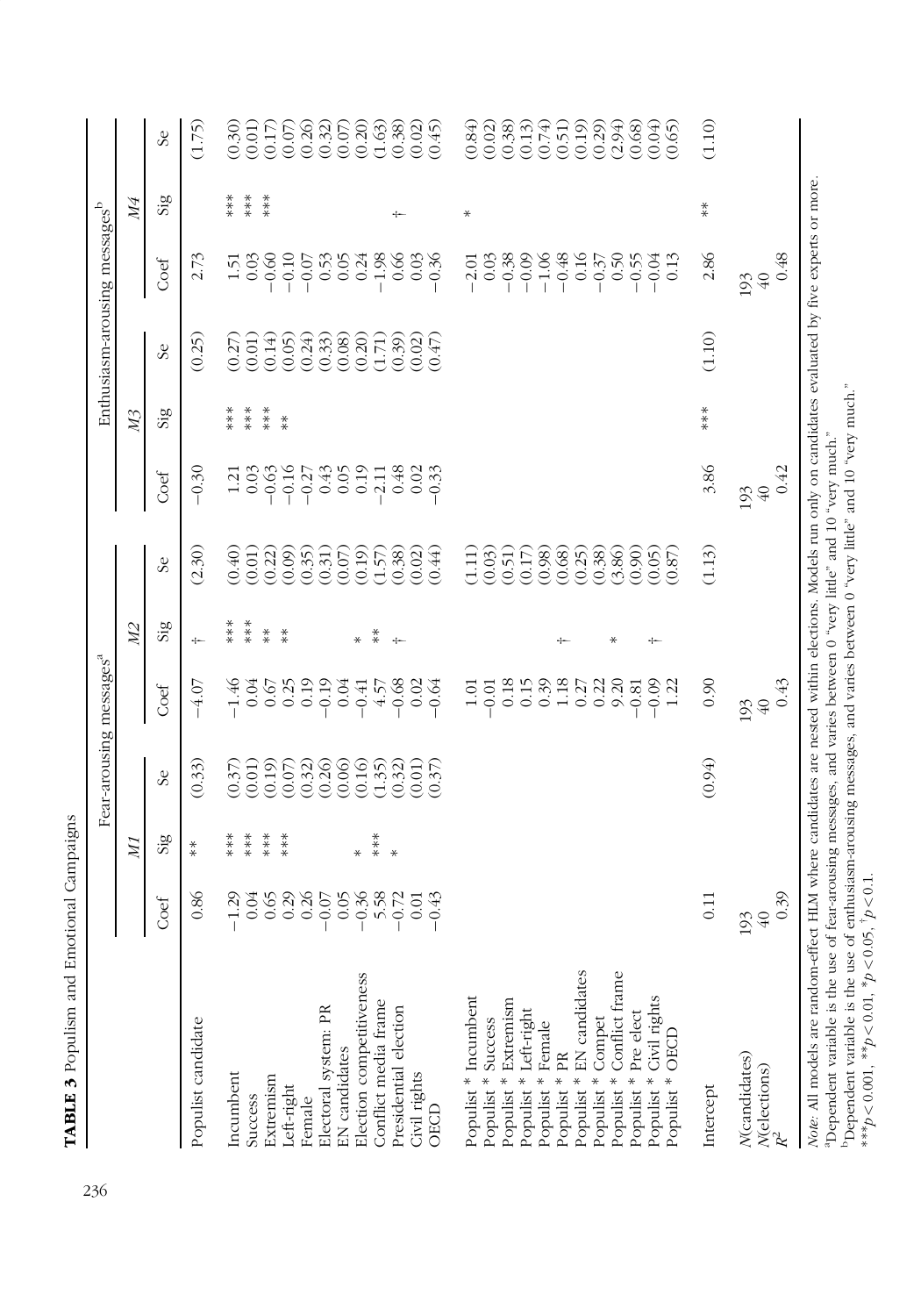**TABLE 3** Populism and Emotional Campaigns

| | Fear-arousing messages[a] | | | | | | Enthusiasm-arousing messages[b] | | | | | |
|---|---|---|---|---|---|---|---|---|---|---|---|---|
| | *M1* | | | *M2* | | | *M3* | | | *M4* | | |
| | Coef | Sig | Se | Coef | Sig | Se | Coef | Sig | Se | Coef | Sig | Se |
| Populist candidate | 0.86 | ** | (0.33) | −4.07 | † | (2.30) | −0.30 | | (0.25) | 2.73 | | (1.75) |
| Incumbent | −1.29 | *** | (0.37) | −1.46 | *** | (0.40) | 1.21 | *** | (0.27) | 1.51 | *** | (0.30) |
| Success | 0.04 | *** | (0.01) | 0.04 | *** | (0.01) | 0.03 | *** | (0.01) | 0.03 | *** | (0.01) |
| Extremism | 0.65 | *** | (0.19) | 0.67 | ** | (0.22) | −0.63 | *** | (0.14) | −0.60 | *** | (0.17) |
| Left-right | 0.29 | *** | (0.07) | 0.25 | ** | (0.09) | −0.16 | ** | (0.05) | −0.10 | | (0.07) |
| Female | 0.26 | | (0.32) | 0.19 | | (0.35) | −0.27 | | (0.24) | −0.07 | | (0.26) |
| Electoral system: PR | −0.07 | | (0.26) | −0.19 | | (0.31) | 0.43 | | (0.33) | 0.53 | | (0.32) |
| EN candidates | 0.05 | | (0.06) | 0.04 | | (0.07) | 0.05 | | (0.08) | 0.05 | | (0.07) |
| Election competitiveness | −0.36 | * | (0.16) | −0.41 | * | (0.19) | 0.19 | | (0.20) | 0.24 | | (0.20) |
| Conflict media frame | 5.58 | *** | (1.35) | 4.57 | ** | (1.57) | −2.11 | | (1.71) | −1.98 | | (1.63) |
| Presidential election | −0.72 | * | (0.32) | −0.68 | † | (0.38) | 0.48 | | (0.39) | 0.66 | † | (0.38) |
| Civil rights | 0.01 | | (0.01) | 0.02 | | (0.02) | 0.02 | | (0.02) | 0.03 | | (0.02) |
| OECD | −0.43 | | (0.37) | −0.64 | | (0.44) | −0.33 | | (0.47) | −0.36 | | (0.45) |
| Populist * Incumbent | | | | 1.01 | | (1.11) | | | | −2.01 | * | (0.84) |
| Populist * Success | | | | −0.01 | | (0.03) | | | | 0.03 | | (0.02) |
| Populist * Extremism | | | | 0.18 | | (0.51) | | | | −0.38 | | (0.38) |
| Populist * Left-right | | | | 0.15 | | (0.17) | | | | −0.09 | | (0.13) |
| Populist * Female | | | | 0.39 | | (0.98) | | | | −1.06 | | (0.74) |
| Populist * PR | | | | 1.18 | † | (0.68) | | | | −0.48 | | (0.51) |
| Populist * EN candidates | | | | 0.27 | | (0.25) | | | | 0.16 | | (0.19) |
| Populist * Compet | | | | 0.22 | | (0.38) | | | | −0.37 | | (0.29) |
| Populist * Conflict frame | | | | 9.20 | * | (3.86) | | | | 0.50 | | (2.94) |
| Populist * Pre elect | | | | −0.81 | | (0.90) | | | | −0.55 | | (0.68) |
| Populist * Civil rights | | | | −0.09 | † | (0.05) | | | | −0.04 | | (0.04) |
| Populist * OECD | | | | 1.22 | | (0.87) | | | | 0.13 | | (0.65) |
| Intercept | 0.11 | | (0.94) | 0.90 | | (1.13) | 3.86 | *** | (1.10) | 2.86 | ** | (1.10) |
| *N*(candidates) | 193 | | | 193 | | | 193 | | | 193 | | |
| *N*(elections) | 40 | | | 40 | | | 40 | | | 40 | | |
| $R^2$ | 0.39 | | | 0.43 | | | 0.42 | | | 0.48 | | |

*Note:* All models are random-effect HLM where candidates are nested within elections. Models run only on candidates evaluated by five experts or more.
[a]Dependent variable is the use of fear-arousing messages, and varies between 0 "very little" and 10 "very much."
[b]Dependent variable is the use of enthusiasm-arousing messages, and varies between 0 "very little" and 10 "very much."
***$p < 0.001$, **$p < 0.01$, *$p < 0.05$, †$p < 0.1$.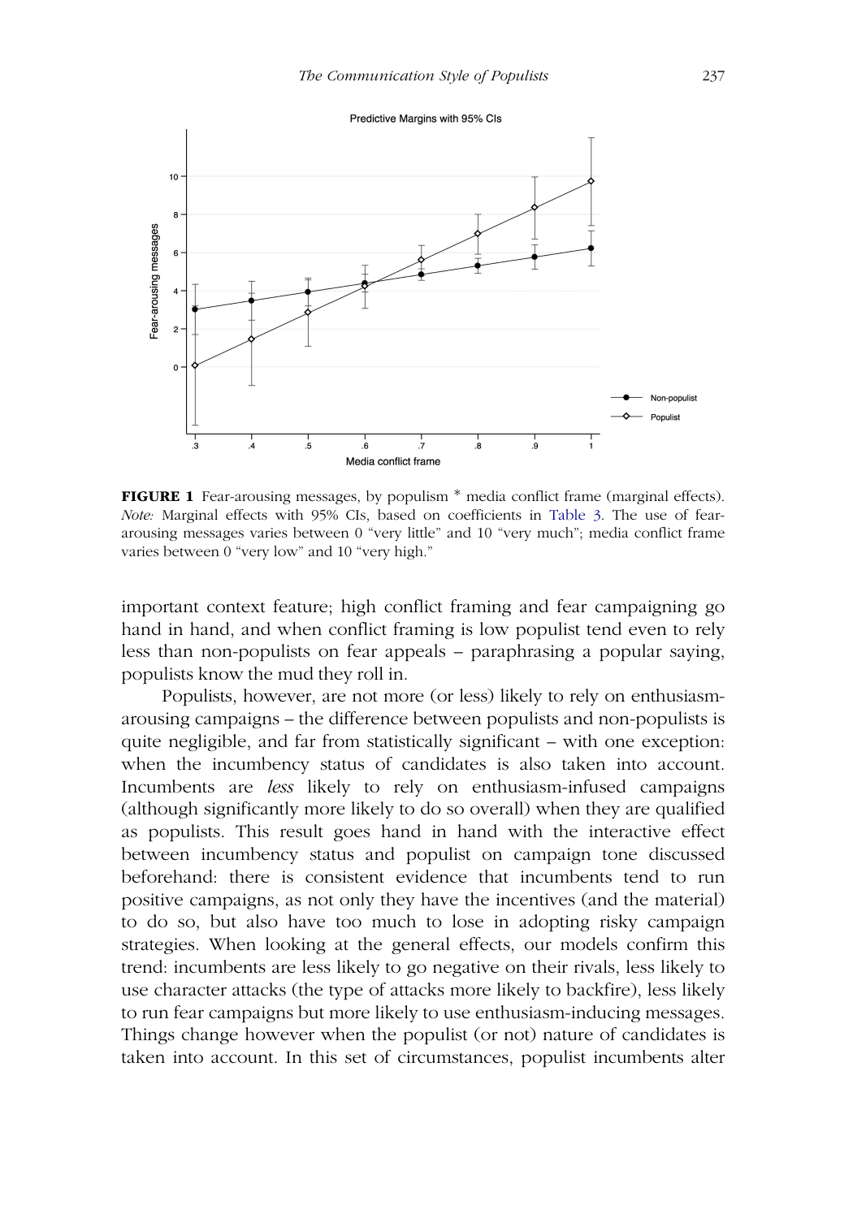**FIGURE 1** Fear-arousing messages, by populism * media conflict frame (marginal effects). *Note:* Marginal effects with 95% CIs, based on coefficients in Table 3. The use of fear-arousing messages varies between 0 "very little" and 10 "very much"; media conflict frame varies between 0 "very low" and 10 "very high."

important context feature; high conflict framing and fear campaigning go hand in hand, and when conflict framing is low populist tend even to rely less than non-populists on fear appeals – paraphrasing a popular saying, populists know the mud they roll in.

Populists, however, are not more (or less) likely to rely on enthusiasm-arousing campaigns – the difference between populists and non-populists is quite negligible, and far from statistically significant – with one exception: when the incumbency status of candidates is also taken into account. Incumbents are *less* likely to rely on enthusiasm-infused campaigns (although significantly more likely to do so overall) when they are qualified as populists. This result goes hand in hand with the interactive effect between incumbency status and populist on campaign tone discussed beforehand: there is consistent evidence that incumbents tend to run positive campaigns, as not only they have the incentives (and the material) to do so, but also have too much to lose in adopting risky campaign strategies. When looking at the general effects, our models confirm this trend: incumbents are less likely to go negative on their rivals, less likely to use character attacks (the type of attacks more likely to backfire), less likely to run fear campaigns but more likely to use enthusiasm-inducing messages. Things change however when the populist (or not) nature of candidates is taken into account. In this set of circumstances, populist incumbents alter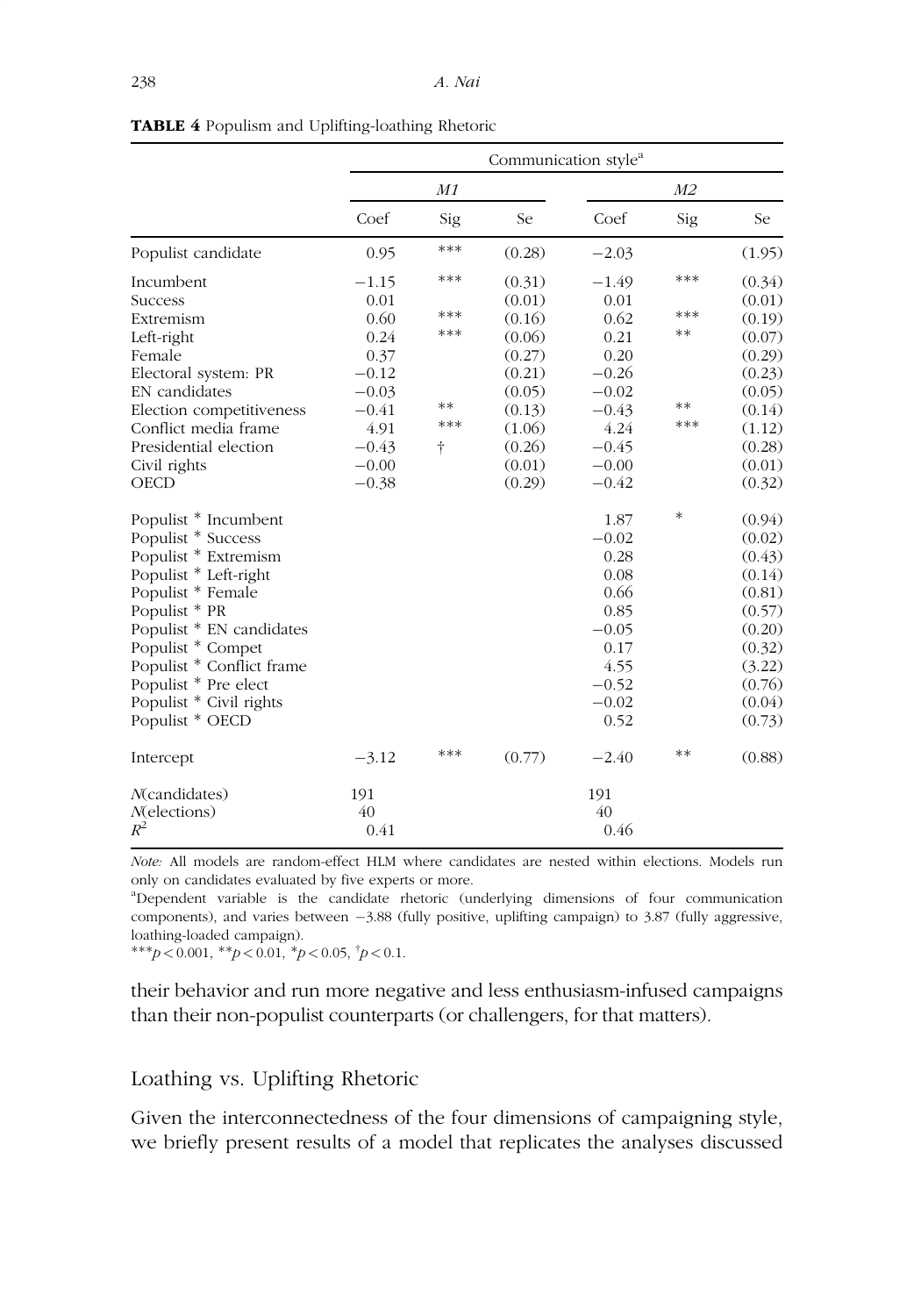**TABLE 4** Populism and Uplifting-loathing Rhetoric

| | Communication style[a] | | | | | |
|---|---|---|---|---|---|---|
| | *M1* | | | *M2* | | |
| | Coef | Sig | Se | Coef | Sig | Se |
| Populist candidate | 0.95 | *** | (0.28) | −2.03 | | (1.95) |
| Incumbent | −1.15 | *** | (0.31) | −1.49 | *** | (0.34) |
| Success | 0.01 | | (0.01) | 0.01 | | (0.01) |
| Extremism | 0.60 | *** | (0.16) | 0.62 | *** | (0.19) |
| Left-right | 0.24 | *** | (0.06) | 0.21 | ** | (0.07) |
| Female | 0.37 | | (0.27) | 0.20 | | (0.29) |
| Electoral system: PR | −0.12 | | (0.21) | −0.26 | | (0.23) |
| EN candidates | −0.03 | | (0.05) | −0.02 | | (0.05) |
| Election competitiveness | −0.41 | ** | (0.13) | −0.43 | ** | (0.14) |
| Conflict media frame | 4.91 | *** | (1.06) | 4.24 | *** | (1.12) |
| Presidential election | −0.43 | † | (0.26) | −0.45 | | (0.28) |
| Civil rights | −0.00 | | (0.01) | −0.00 | | (0.01) |
| OECD | −0.38 | | (0.29) | −0.42 | | (0.32) |
| Populist * Incumbent | | | | 1.87 | * | (0.94) |
| Populist * Success | | | | −0.02 | | (0.02) |
| Populist * Extremism | | | | 0.28 | | (0.43) |
| Populist * Left-right | | | | 0.08 | | (0.14) |
| Populist * Female | | | | 0.66 | | (0.81) |
| Populist * PR | | | | 0.85 | | (0.57) |
| Populist * EN candidates | | | | −0.05 | | (0.20) |
| Populist * Compet | | | | 0.17 | | (0.32) |
| Populist * Conflict frame | | | | 4.55 | | (3.22) |
| Populist * Pre elect | | | | −0.52 | | (0.76) |
| Populist * Civil rights | | | | −0.02 | | (0.04) |
| Populist * OECD | | | | 0.52 | | (0.73) |
| Intercept | −3.12 | *** | (0.77) | −2.40 | ** | (0.88) |
| *N*(candidates) | 191 | | | 191 | | |
| *N*(elections) | 40 | | | 40 | | |
| $R^2$ | 0.41 | | | 0.46 | | |

*Note:* All models are random-effect HLM where candidates are nested within elections. Models run only on candidates evaluated by five experts or more.

[a]Dependent variable is the candidate rhetoric (underlying dimensions of four communication components), and varies between −3.88 (fully positive, uplifting campaign) to 3.87 (fully aggressive, loathing-loaded campaign).

***$p < 0.001$, **$p < 0.01$, *$p < 0.05$, †$p < 0.1$.

their behavior and run more negative and less enthusiasm-infused campaigns than their non-populist counterparts (or challengers, for that matters).

## Loathing vs. Uplifting Rhetoric

Given the interconnectedness of the four dimensions of campaigning style, we briefly present results of a model that replicates the analyses discussed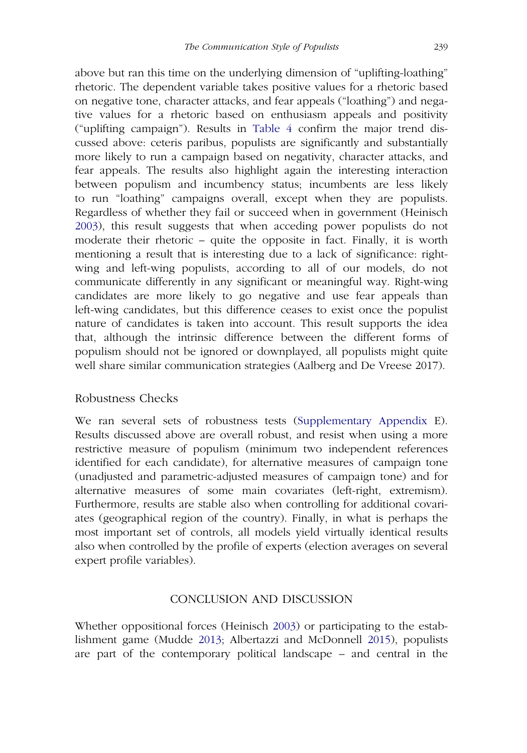above but ran this time on the underlying dimension of "uplifting-loathing" rhetoric. The dependent variable takes positive values for a rhetoric based on negative tone, character attacks, and fear appeals ("loathing") and negative values for a rhetoric based on enthusiasm appeals and positivity ("uplifting campaign"). Results in Table 4 confirm the major trend discussed above: ceteris paribus, populists are significantly and substantially more likely to run a campaign based on negativity, character attacks, and fear appeals. The results also highlight again the interesting interaction between populism and incumbency status; incumbents are less likely to run "loathing" campaigns overall, except when they are populists. Regardless of whether they fail or succeed when in government (Heinisch 2003), this result suggests that when acceding power populists do not moderate their rhetoric – quite the opposite in fact. Finally, it is worth mentioning a result that is interesting due to a lack of significance: right-wing and left-wing populists, according to all of our models, do not communicate differently in any significant or meaningful way. Right-wing candidates are more likely to go negative and use fear appeals than left-wing candidates, but this difference ceases to exist once the populist nature of candidates is taken into account. This result supports the idea that, although the intrinsic difference between the different forms of populism should not be ignored or downplayed, all populists might quite well share similar communication strategies (Aalberg and De Vreese 2017).

## Robustness Checks

We ran several sets of robustness tests (Supplementary Appendix E). Results discussed above are overall robust, and resist when using a more restrictive measure of populism (minimum two independent references identified for each candidate), for alternative measures of campaign tone (unadjusted and parametric-adjusted measures of campaign tone) and for alternative measures of some main covariates (left-right, extremism). Furthermore, results are stable also when controlling for additional covariates (geographical region of the country). Finally, in what is perhaps the most important set of controls, all models yield virtually identical results also when controlled by the profile of experts (election averages on several expert profile variables).

## CONCLUSION AND DISCUSSION

Whether oppositional forces (Heinisch 2003) or participating to the establishment game (Mudde 2013; Albertazzi and McDonnell 2015), populists are part of the contemporary political landscape – and central in the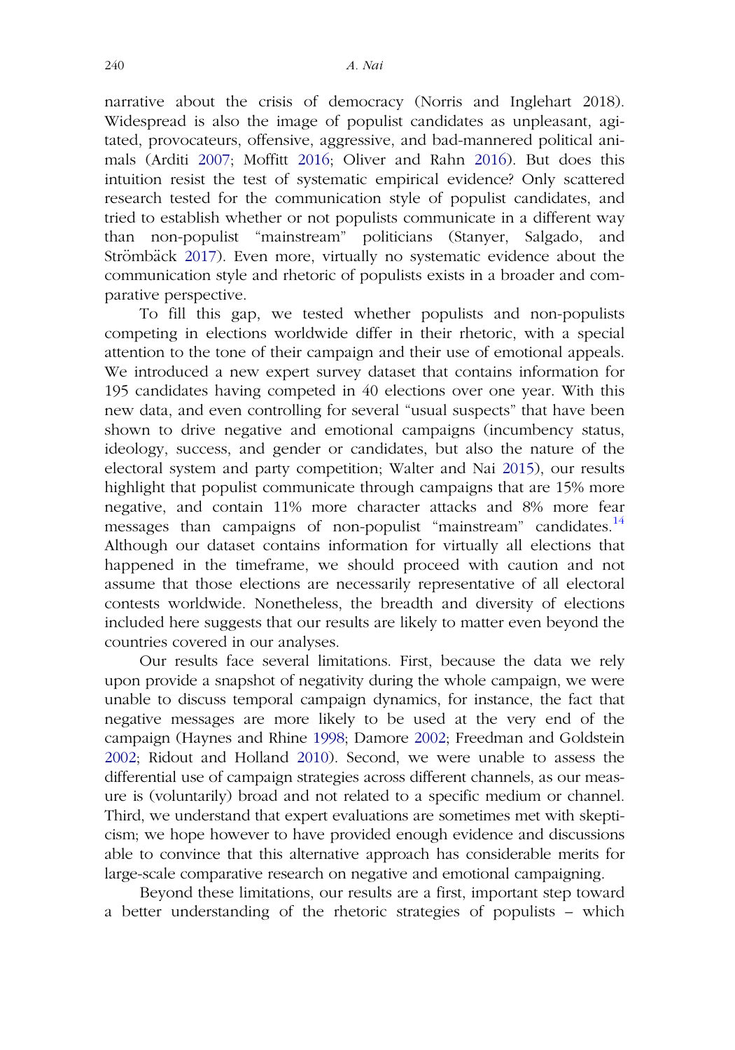narrative about the crisis of democracy (Norris and Inglehart 2018). Widespread is also the image of populist candidates as unpleasant, agitated, provocateurs, offensive, aggressive, and bad-mannered political animals (Arditi 2007; Moffitt 2016; Oliver and Rahn 2016). But does this intuition resist the test of systematic empirical evidence? Only scattered research tested for the communication style of populist candidates, and tried to establish whether or not populists communicate in a different way than non-populist "mainstream" politicians (Stanyer, Salgado, and Strömbäck 2017). Even more, virtually no systematic evidence about the communication style and rhetoric of populists exists in a broader and comparative perspective.

To fill this gap, we tested whether populists and non-populists competing in elections worldwide differ in their rhetoric, with a special attention to the tone of their campaign and their use of emotional appeals. We introduced a new expert survey dataset that contains information for 195 candidates having competed in 40 elections over one year. With this new data, and even controlling for several "usual suspects" that have been shown to drive negative and emotional campaigns (incumbency status, ideology, success, and gender or candidates, but also the nature of the electoral system and party competition; Walter and Nai 2015), our results highlight that populist communicate through campaigns that are 15% more negative, and contain 11% more character attacks and 8% more fear messages than campaigns of non-populist "mainstream" candidates.[14] Although our dataset contains information for virtually all elections that happened in the timeframe, we should proceed with caution and not assume that those elections are necessarily representative of all electoral contests worldwide. Nonetheless, the breadth and diversity of elections included here suggests that our results are likely to matter even beyond the countries covered in our analyses.

Our results face several limitations. First, because the data we rely upon provide a snapshot of negativity during the whole campaign, we were unable to discuss temporal campaign dynamics, for instance, the fact that negative messages are more likely to be used at the very end of the campaign (Haynes and Rhine 1998; Damore 2002; Freedman and Goldstein 2002; Ridout and Holland 2010). Second, we were unable to assess the differential use of campaign strategies across different channels, as our measure is (voluntarily) broad and not related to a specific medium or channel. Third, we understand that expert evaluations are sometimes met with skepticism; we hope however to have provided enough evidence and discussions able to convince that this alternative approach has considerable merits for large-scale comparative research on negative and emotional campaigning.

Beyond these limitations, our results are a first, important step toward a better understanding of the rhetoric strategies of populists – which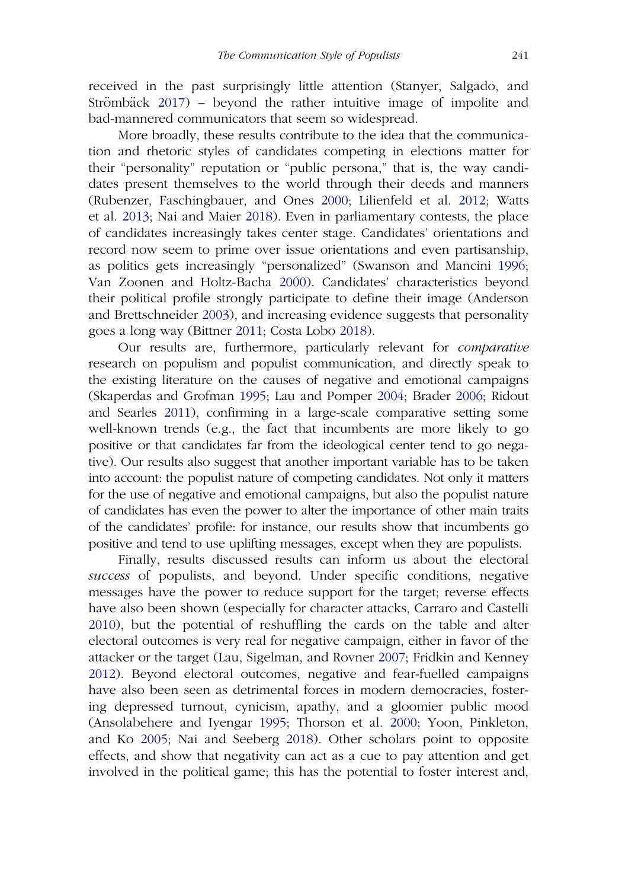received in the past surprisingly little attention (Stanyer, Salgado, and Strömbäck 2017) – beyond the rather intuitive image of impolite and bad-mannered communicators that seem so widespread.

More broadly, these results contribute to the idea that the communication and rhetoric styles of candidates competing in elections matter for their "personality" reputation or "public persona," that is, the way candidates present themselves to the world through their deeds and manners (Rubenzer, Faschingbauer, and Ones 2000; Lilienfeld et al. 2012; Watts et al. 2013; Nai and Maier 2018). Even in parliamentary contests, the place of candidates increasingly takes center stage. Candidates' orientations and record now seem to prime over issue orientations and even partisanship, as politics gets increasingly "personalized" (Swanson and Mancini 1996; Van Zoonen and Holtz-Bacha 2000). Candidates' characteristics beyond their political profile strongly participate to define their image (Anderson and Brettschneider 2003), and increasing evidence suggests that personality goes a long way (Bittner 2011; Costa Lobo 2018).

Our results are, furthermore, particularly relevant for *comparative* research on populism and populist communication, and directly speak to the existing literature on the causes of negative and emotional campaigns (Skaperdas and Grofman 1995; Lau and Pomper 2004; Brader 2006; Ridout and Searles 2011), confirming in a large-scale comparative setting some well-known trends (e.g., the fact that incumbents are more likely to go positive or that candidates far from the ideological center tend to go negative). Our results also suggest that another important variable has to be taken into account: the populist nature of competing candidates. Not only it matters for the use of negative and emotional campaigns, but also the populist nature of candidates has even the power to alter the importance of other main traits of the candidates' profile: for instance, our results show that incumbents go positive and tend to use uplifting messages, except when they are populists.

Finally, results discussed results can inform us about the electoral *success* of populists, and beyond. Under specific conditions, negative messages have the power to reduce support for the target; reverse effects have also been shown (especially for character attacks, Carraro and Castelli 2010), but the potential of reshuffling the cards on the table and alter electoral outcomes is very real for negative campaign, either in favor of the attacker or the target (Lau, Sigelman, and Rovner 2007; Fridkin and Kenney 2012). Beyond electoral outcomes, negative and fear-fuelled campaigns have also been seen as detrimental forces in modern democracies, fostering depressed turnout, cynicism, apathy, and a gloomier public mood (Ansolabehere and Iyengar 1995; Thorson et al. 2000; Yoon, Pinkleton, and Ko 2005; Nai and Seeberg 2018). Other scholars point to opposite effects, and show that negativity can act as a cue to pay attention and get involved in the political game; this has the potential to foster interest and,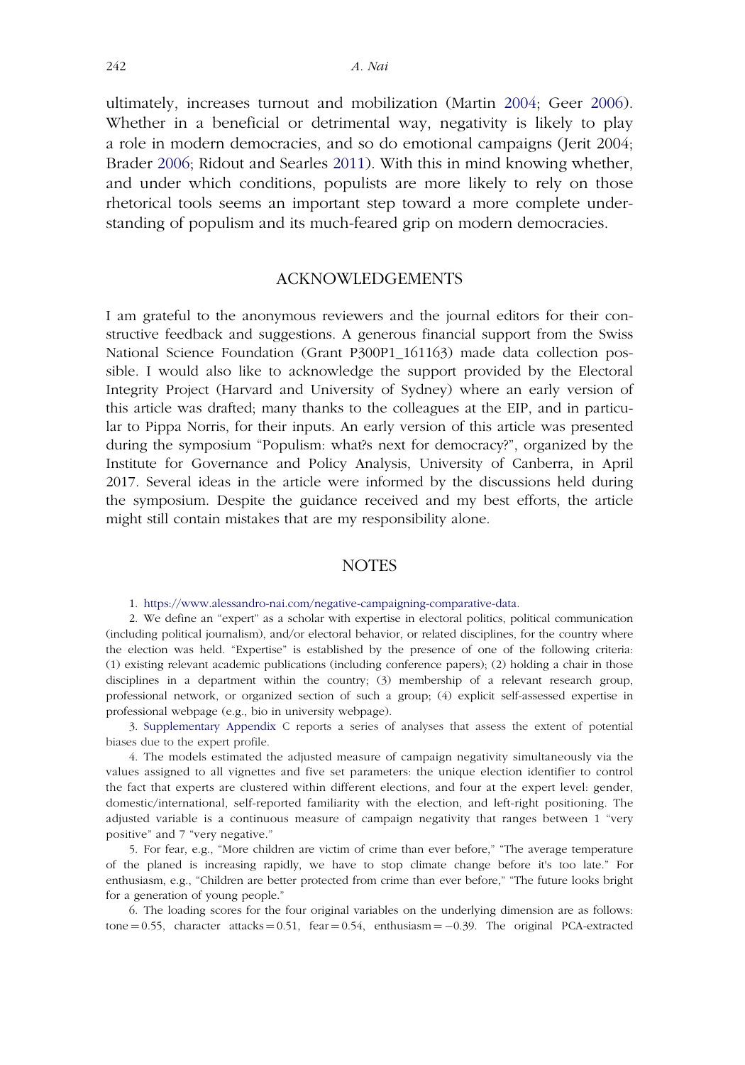ultimately, increases turnout and mobilization (Martin 2004; Geer 2006). Whether in a beneficial or detrimental way, negativity is likely to play a role in modern democracies, and so do emotional campaigns (Jerit 2004; Brader 2006; Ridout and Searles 2011). With this in mind knowing whether, and under which conditions, populists are more likely to rely on those rhetorical tools seems an important step toward a more complete understanding of populism and its much-feared grip on modern democracies.

## ACKNOWLEDGEMENTS

I am grateful to the anonymous reviewers and the journal editors for their constructive feedback and suggestions. A generous financial support from the Swiss National Science Foundation (Grant P300P1_161163) made data collection possible. I would also like to acknowledge the support provided by the Electoral Integrity Project (Harvard and University of Sydney) where an early version of this article was drafted; many thanks to the colleagues at the EIP, and in particular to Pippa Norris, for their inputs. An early version of this article was presented during the symposium "Populism: what?s next for democracy?", organized by the Institute for Governance and Policy Analysis, University of Canberra, in April 2017. Several ideas in the article were informed by the discussions held during the symposium. Despite the guidance received and my best efforts, the article might still contain mistakes that are my responsibility alone.

## NOTES

1. https://www.alessandro-nai.com/negative-campaigning-comparative-data.

2. We define an "expert" as a scholar with expertise in electoral politics, political communication (including political journalism), and/or electoral behavior, or related disciplines, for the country where the election was held. "Expertise" is established by the presence of one of the following criteria: (1) existing relevant academic publications (including conference papers); (2) holding a chair in those disciplines in a department within the country; (3) membership of a relevant research group, professional network, or organized section of such a group; (4) explicit self-assessed expertise in professional webpage (e.g., bio in university webpage).

3. Supplementary Appendix C reports a series of analyses that assess the extent of potential biases due to the expert profile.

4. The models estimated the adjusted measure of campaign negativity simultaneously via the values assigned to all vignettes and five set parameters: the unique election identifier to control the fact that experts are clustered within different elections, and four at the expert level: gender, domestic/international, self-reported familiarity with the election, and left-right positioning. The adjusted variable is a continuous measure of campaign negativity that ranges between 1 "very positive" and 7 "very negative."

5. For fear, e.g., "More children are victim of crime than ever before," "The average temperature of the planed is increasing rapidly, we have to stop climate change before it's too late." For enthusiasm, e.g., "Children are better protected from crime than ever before," "The future looks bright for a generation of young people."

6. The loading scores for the four original variables on the underlying dimension are as follows: tone = 0.55, character attacks = 0.51, fear = 0.54, enthusiasm = −0.39. The original PCA-extracted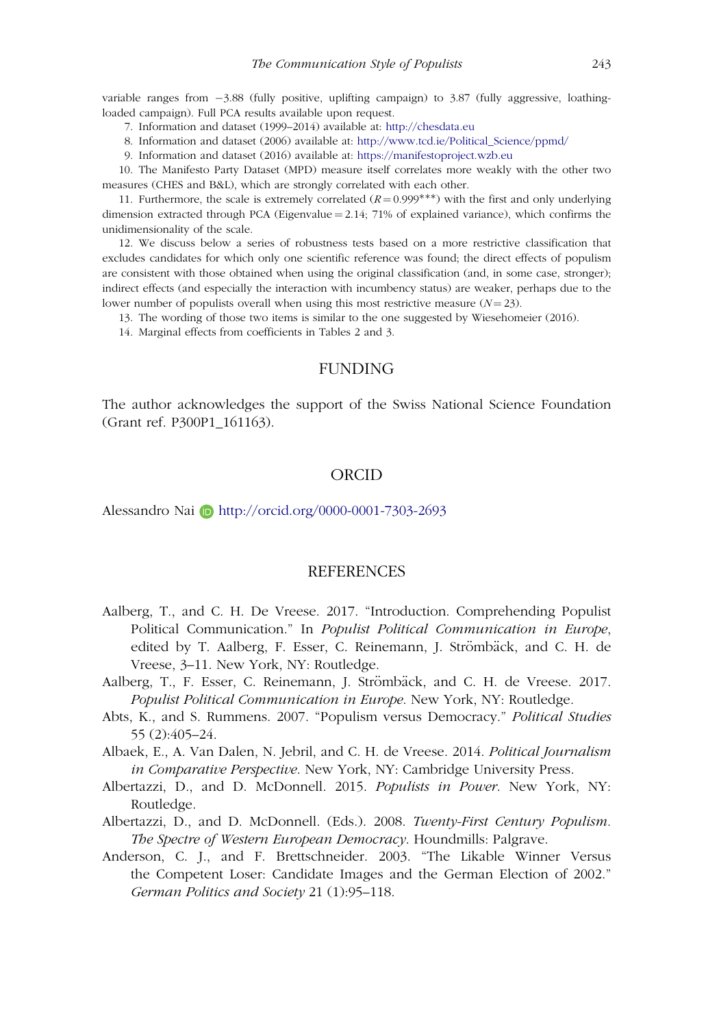variable ranges from −3.88 (fully positive, uplifting campaign) to 3.87 (fully aggressive, loathing-loaded campaign). Full PCA results available upon request.

7. Information and dataset (1999–2014) available at: http://chesdata.eu
8. Information and dataset (2006) available at: http://www.tcd.ie/Political_Science/ppmd/
9. Information and dataset (2016) available at: https://manifestoproject.wzb.eu
10. The Manifesto Party Dataset (MPD) measure itself correlates more weakly with the other two measures (CHES and B&L), which are strongly correlated with each other.
11. Furthermore, the scale is extremely correlated ($R = 0.999^{***}$) with the first and only underlying dimension extracted through PCA (Eigenvalue = 2.14; 71% of explained variance), which confirms the unidimensionality of the scale.
12. We discuss below a series of robustness tests based on a more restrictive classification that excludes candidates for which only one scientific reference was found; the direct effects of populism are consistent with those obtained when using the original classification (and, in some case, stronger); indirect effects (and especially the interaction with incumbency status) are weaker, perhaps due to the lower number of populists overall when using this most restrictive measure ($N = 23$).
13. The wording of those two items is similar to the one suggested by Wiesehomeier (2016).
14. Marginal effects from coefficients in Tables 2 and 3.

## FUNDING

The author acknowledges the support of the Swiss National Science Foundation (Grant ref. P300P1_161163).

## ORCID

Alessandro Nai http://orcid.org/0000-0001-7303-2693

## REFERENCES

Aalberg, T., and C. H. De Vreese. 2017. "Introduction. Comprehending Populist Political Communication." In *Populist Political Communication in Europe*, edited by T. Aalberg, F. Esser, C. Reinemann, J. Strömbäck, and C. H. de Vreese, 3–11. New York, NY: Routledge.

Aalberg, T., F. Esser, C. Reinemann, J. Strömbäck, and C. H. de Vreese. 2017. *Populist Political Communication in Europe*. New York, NY: Routledge.

Abts, K., and S. Rummens. 2007. "Populism versus Democracy." *Political Studies* 55 (2):405–24.

Albaek, E., A. Van Dalen, N. Jebril, and C. H. de Vreese. 2014. *Political Journalism in Comparative Perspective*. New York, NY: Cambridge University Press.

Albertazzi, D., and D. McDonnell. 2015. *Populists in Power*. New York, NY: Routledge.

Albertazzi, D., and D. McDonnell. (Eds.). 2008. *Twenty-First Century Populism. The Spectre of Western European Democracy*. Houndmills: Palgrave.

Anderson, C. J., and F. Brettschneider. 2003. "The Likable Winner Versus the Competent Loser: Candidate Images and the German Election of 2002." *German Politics and Society* 21 (1):95–118.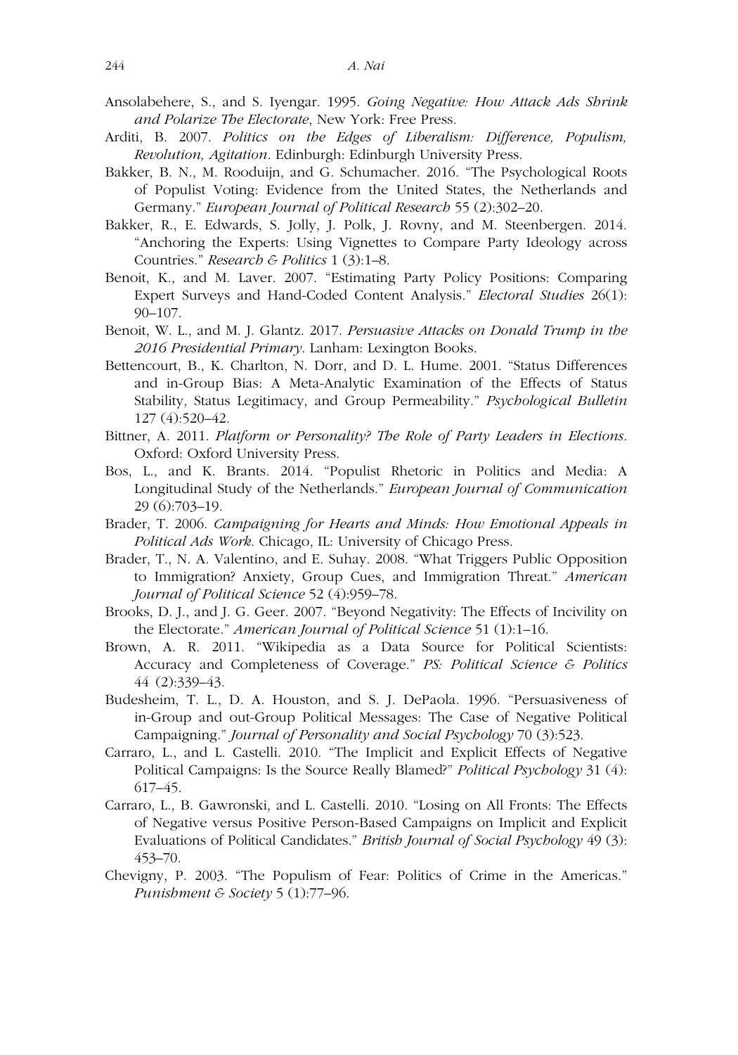Ansolabehere, S., and S. Iyengar. 1995. *Going Negative: How Attack Ads Shrink and Polarize The Electorate*, New York: Free Press.

Arditi, B. 2007. *Politics on the Edges of Liberalism: Difference, Populism, Revolution, Agitation*. Edinburgh: Edinburgh University Press.

Bakker, B. N., M. Rooduijn, and G. Schumacher. 2016. "The Psychological Roots of Populist Voting: Evidence from the United States, the Netherlands and Germany." *European Journal of Political Research* 55 (2):302–20.

Bakker, R., E. Edwards, S. Jolly, J. Polk, J. Rovny, and M. Steenbergen. 2014. "Anchoring the Experts: Using Vignettes to Compare Party Ideology across Countries." *Research & Politics* 1 (3):1–8.

Benoit, K., and M. Laver. 2007. "Estimating Party Policy Positions: Comparing Expert Surveys and Hand-Coded Content Analysis." *Electoral Studies* 26(1): 90–107.

Benoit, W. L., and M. J. Glantz. 2017. *Persuasive Attacks on Donald Trump in the 2016 Presidential Primary*. Lanham: Lexington Books.

Bettencourt, B., K. Charlton, N. Dorr, and D. L. Hume. 2001. "Status Differences and in-Group Bias: A Meta-Analytic Examination of the Effects of Status Stability, Status Legitimacy, and Group Permeability." *Psychological Bulletin* 127 (4):520–42.

Bittner, A. 2011. *Platform or Personality? The Role of Party Leaders in Elections*. Oxford: Oxford University Press.

Bos, L., and K. Brants. 2014. "Populist Rhetoric in Politics and Media: A Longitudinal Study of the Netherlands." *European Journal of Communication* 29 (6):703–19.

Brader, T. 2006. *Campaigning for Hearts and Minds: How Emotional Appeals in Political Ads Work*. Chicago, IL: University of Chicago Press.

Brader, T., N. A. Valentino, and E. Suhay. 2008. "What Triggers Public Opposition to Immigration? Anxiety, Group Cues, and Immigration Threat." *American Journal of Political Science* 52 (4):959–78.

Brooks, D. J., and J. G. Geer. 2007. "Beyond Negativity: The Effects of Incivility on the Electorate." *American Journal of Political Science* 51 (1):1–16.

Brown, A. R. 2011. "Wikipedia as a Data Source for Political Scientists: Accuracy and Completeness of Coverage." *PS: Political Science & Politics* 44 (2):339–43.

Budesheim, T. L., D. A. Houston, and S. J. DePaola. 1996. "Persuasiveness of in-Group and out-Group Political Messages: The Case of Negative Political Campaigning." *Journal of Personality and Social Psychology* 70 (3):523.

Carraro, L., and L. Castelli. 2010. "The Implicit and Explicit Effects of Negative Political Campaigns: Is the Source Really Blamed?" *Political Psychology* 31 (4): 617–45.

Carraro, L., B. Gawronski, and L. Castelli. 2010. "Losing on All Fronts: The Effects of Negative versus Positive Person-Based Campaigns on Implicit and Explicit Evaluations of Political Candidates." *British Journal of Social Psychology* 49 (3): 453–70.

Chevigny, P. 2003. "The Populism of Fear: Politics of Crime in the Americas." *Punishment & Society* 5 (1):77–96.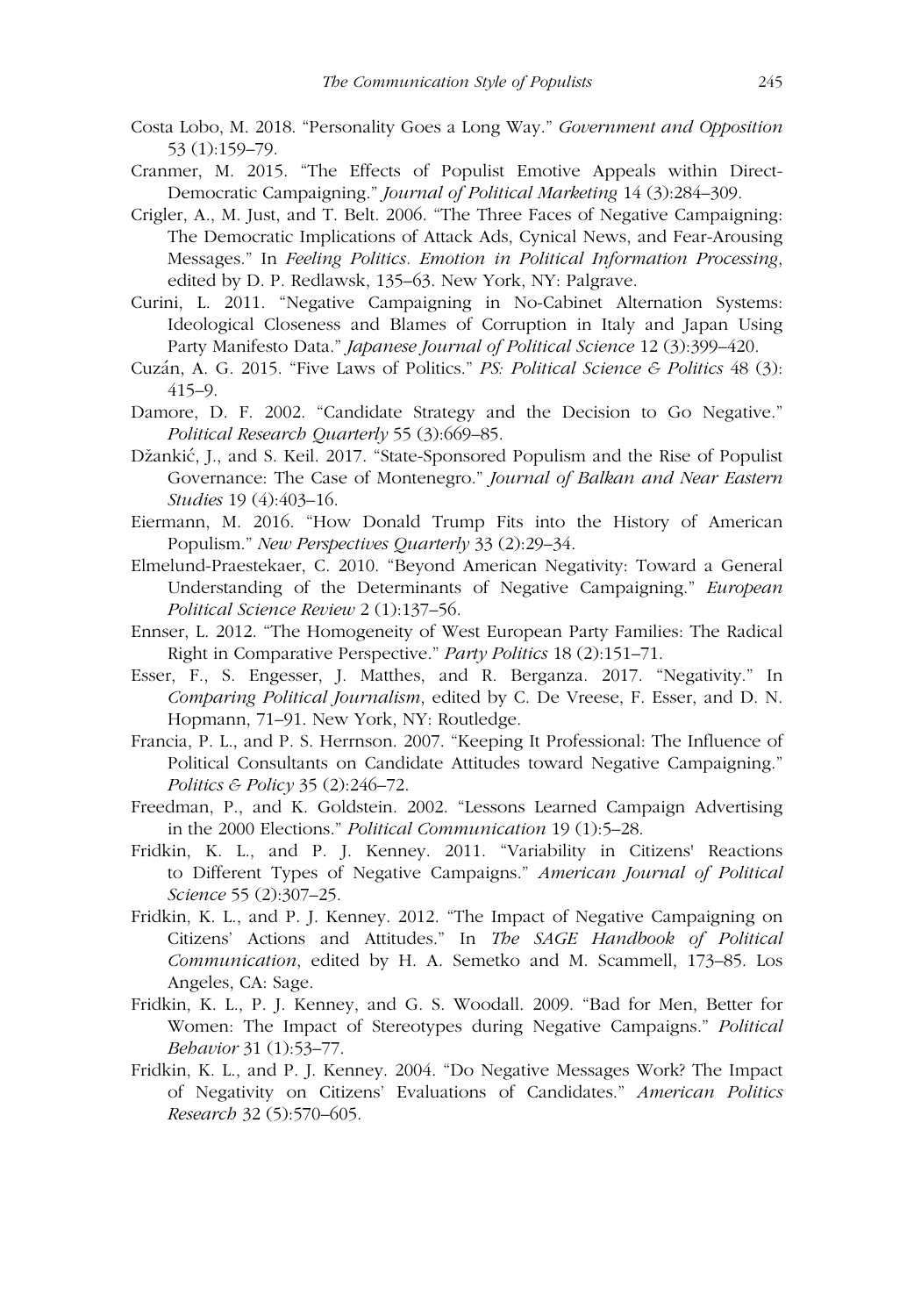Costa Lobo, M. 2018. "Personality Goes a Long Way." *Government and Opposition* 53 (1):159–79.

Cranmer, M. 2015. "The Effects of Populist Emotive Appeals within Direct-Democratic Campaigning." *Journal of Political Marketing* 14 (3):284–309.

Crigler, A., M. Just, and T. Belt. 2006. "The Three Faces of Negative Campaigning: The Democratic Implications of Attack Ads, Cynical News, and Fear-Arousing Messages." In *Feeling Politics. Emotion in Political Information Processing*, edited by D. P. Redlawsk, 135–63. New York, NY: Palgrave.

Curini, L. 2011. "Negative Campaigning in No-Cabinet Alternation Systems: Ideological Closeness and Blames of Corruption in Italy and Japan Using Party Manifesto Data." *Japanese Journal of Political Science* 12 (3):399–420.

Cuzán, A. G. 2015. "Five Laws of Politics." *PS: Political Science & Politics* 48 (3): 415–9.

Damore, D. F. 2002. "Candidate Strategy and the Decision to Go Negative." *Political Research Quarterly* 55 (3):669–85.

Džankić, J., and S. Keil. 2017. "State-Sponsored Populism and the Rise of Populist Governance: The Case of Montenegro." *Journal of Balkan and Near Eastern Studies* 19 (4):403–16.

Eiermann, M. 2016. "How Donald Trump Fits into the History of American Populism." *New Perspectives Quarterly* 33 (2):29–34.

Elmelund-Praestekaer, C. 2010. "Beyond American Negativity: Toward a General Understanding of the Determinants of Negative Campaigning." *European Political Science Review* 2 (1):137–56.

Ennser, L. 2012. "The Homogeneity of West European Party Families: The Radical Right in Comparative Perspective." *Party Politics* 18 (2):151–71.

Esser, F., S. Engesser, J. Matthes, and R. Berganza. 2017. "Negativity." In *Comparing Political Journalism*, edited by C. De Vreese, F. Esser, and D. N. Hopmann, 71–91. New York, NY: Routledge.

Francia, P. L., and P. S. Herrnson. 2007. "Keeping It Professional: The Influence of Political Consultants on Candidate Attitudes toward Negative Campaigning." *Politics & Policy* 35 (2):246–72.

Freedman, P., and K. Goldstein. 2002. "Lessons Learned Campaign Advertising in the 2000 Elections." *Political Communication* 19 (1):5–28.

Fridkin, K. L., and P. J. Kenney. 2011. "Variability in Citizens' Reactions to Different Types of Negative Campaigns." *American Journal of Political Science* 55 (2):307–25.

Fridkin, K. L., and P. J. Kenney. 2012. "The Impact of Negative Campaigning on Citizens' Actions and Attitudes." In *The SAGE Handbook of Political Communication*, edited by H. A. Semetko and M. Scammell, 173–85. Los Angeles, CA: Sage.

Fridkin, K. L., P. J. Kenney, and G. S. Woodall. 2009. "Bad for Men, Better for Women: The Impact of Stereotypes during Negative Campaigns." *Political Behavior* 31 (1):53–77.

Fridkin, K. L., and P. J. Kenney. 2004. "Do Negative Messages Work? The Impact of Negativity on Citizens' Evaluations of Candidates." *American Politics Research* 32 (5):570–605.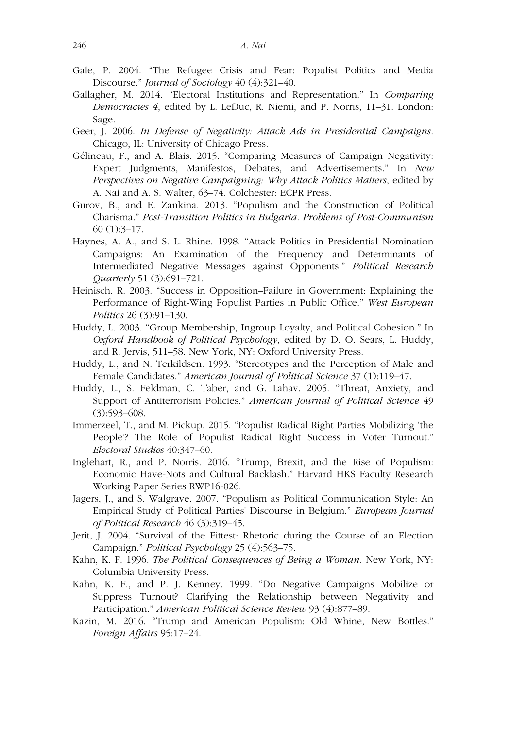Gale, P. 2004. "The Refugee Crisis and Fear: Populist Politics and Media Discourse." *Journal of Sociology* 40 (4):321–40.

Gallagher, M. 2014. "Electoral Institutions and Representation." In *Comparing Democracies 4*, edited by L. LeDuc, R. Niemi, and P. Norris, 11–31. London: Sage.

Geer, J. 2006. *In Defense of Negativity: Attack Ads in Presidential Campaigns*. Chicago, IL: University of Chicago Press.

Gélineau, F., and A. Blais. 2015. "Comparing Measures of Campaign Negativity: Expert Judgments, Manifestos, Debates, and Advertisements." In *New Perspectives on Negative Campaigning: Why Attack Politics Matters*, edited by A. Nai and A. S. Walter, 63–74. Colchester: ECPR Press.

Gurov, B., and E. Zankina. 2013. "Populism and the Construction of Political Charisma." *Post-Transition Politics in Bulgaria. Problems of Post-Communism* 60 (1):3–17.

Haynes, A. A., and S. L. Rhine. 1998. "Attack Politics in Presidential Nomination Campaigns: An Examination of the Frequency and Determinants of Intermediated Negative Messages against Opponents." *Political Research Quarterly* 51 (3):691–721.

Heinisch, R. 2003. "Success in Opposition–Failure in Government: Explaining the Performance of Right-Wing Populist Parties in Public Office." *West European Politics* 26 (3):91–130.

Huddy, L. 2003. "Group Membership, Ingroup Loyalty, and Political Cohesion." In *Oxford Handbook of Political Psychology*, edited by D. O. Sears, L. Huddy, and R. Jervis, 511–58. New York, NY: Oxford University Press.

Huddy, L., and N. Terkildsen. 1993. "Stereotypes and the Perception of Male and Female Candidates." *American Journal of Political Science* 37 (1):119–47.

Huddy, L., S. Feldman, C. Taber, and G. Lahav. 2005. "Threat, Anxiety, and Support of Antiterrorism Policies." *American Journal of Political Science* 49 (3):593–608.

Immerzeel, T., and M. Pickup. 2015. "Populist Radical Right Parties Mobilizing 'the People'? The Role of Populist Radical Right Success in Voter Turnout." *Electoral Studies* 40:347–60.

Inglehart, R., and P. Norris. 2016. "Trump, Brexit, and the Rise of Populism: Economic Have-Nots and Cultural Backlash." Harvard HKS Faculty Research Working Paper Series RWP16-026.

Jagers, J., and S. Walgrave. 2007. "Populism as Political Communication Style: An Empirical Study of Political Parties' Discourse in Belgium." *European Journal of Political Research* 46 (3):319–45.

Jerit, J. 2004. "Survival of the Fittest: Rhetoric during the Course of an Election Campaign." *Political Psychology* 25 (4):563–75.

Kahn, K. F. 1996. *The Political Consequences of Being a Woman*. New York, NY: Columbia University Press.

Kahn, K. F., and P. J. Kenney. 1999. "Do Negative Campaigns Mobilize or Suppress Turnout? Clarifying the Relationship between Negativity and Participation." *American Political Science Review* 93 (4):877–89.

Kazin, M. 2016. "Trump and American Populism: Old Whine, New Bottles." *Foreign Affairs* 95:17–24.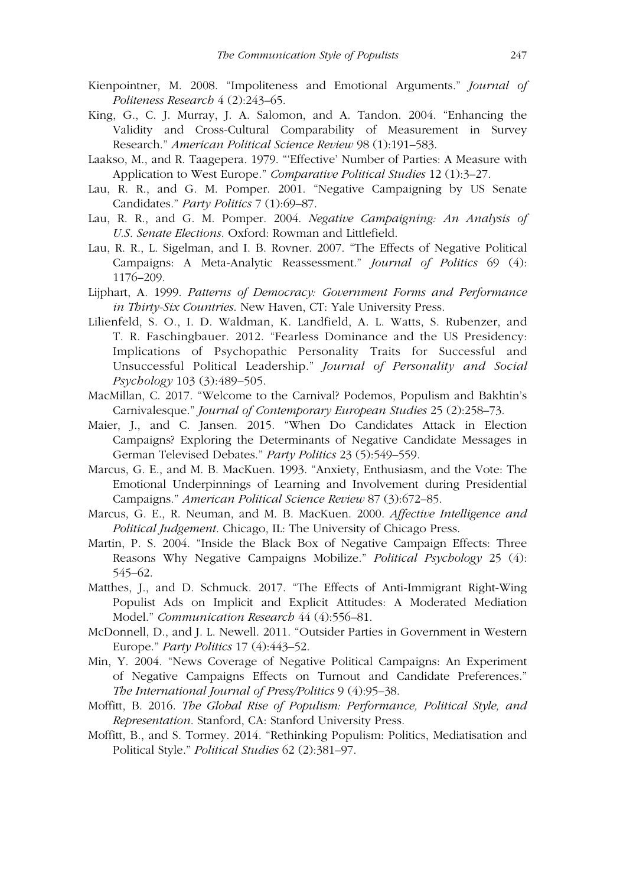Kienpointner, M. 2008. "Impoliteness and Emotional Arguments." *Journal of Politeness Research* 4 (2):243–65.

King, G., C. J. Murray, J. A. Salomon, and A. Tandon. 2004. "Enhancing the Validity and Cross-Cultural Comparability of Measurement in Survey Research." *American Political Science Review* 98 (1):191–583.

Laakso, M., and R. Taagepera. 1979. "'Effective' Number of Parties: A Measure with Application to West Europe." *Comparative Political Studies* 12 (1):3–27.

Lau, R. R., and G. M. Pomper. 2001. "Negative Campaigning by US Senate Candidates." *Party Politics* 7 (1):69–87.

Lau, R. R., and G. M. Pomper. 2004. *Negative Campaigning: An Analysis of U.S. Senate Elections*. Oxford: Rowman and Littlefield.

Lau, R. R., L. Sigelman, and I. B. Rovner. 2007. "The Effects of Negative Political Campaigns: A Meta-Analytic Reassessment." *Journal of Politics* 69 (4): 1176–209.

Lijphart, A. 1999. *Patterns of Democracy: Government Forms and Performance in Thirty-Six Countries*. New Haven, CT: Yale University Press.

Lilienfeld, S. O., I. D. Waldman, K. Landfield, A. L. Watts, S. Rubenzer, and T. R. Faschingbauer. 2012. "Fearless Dominance and the US Presidency: Implications of Psychopathic Personality Traits for Successful and Unsuccessful Political Leadership." *Journal of Personality and Social Psychology* 103 (3):489–505.

MacMillan, C. 2017. "Welcome to the Carnival? Podemos, Populism and Bakhtin's Carnivalesque." *Journal of Contemporary European Studies* 25 (2):258–73.

Maier, J., and C. Jansen. 2015. "When Do Candidates Attack in Election Campaigns? Exploring the Determinants of Negative Candidate Messages in German Televised Debates." *Party Politics* 23 (5):549–559.

Marcus, G. E., and M. B. MacKuen. 1993. "Anxiety, Enthusiasm, and the Vote: The Emotional Underpinnings of Learning and Involvement during Presidential Campaigns." *American Political Science Review* 87 (3):672–85.

Marcus, G. E., R. Neuman, and M. B. MacKuen. 2000. *Affective Intelligence and Political Judgement*. Chicago, IL: The University of Chicago Press.

Martin, P. S. 2004. "Inside the Black Box of Negative Campaign Effects: Three Reasons Why Negative Campaigns Mobilize." *Political Psychology* 25 (4): 545–62.

Matthes, J., and D. Schmuck. 2017. "The Effects of Anti-Immigrant Right-Wing Populist Ads on Implicit and Explicit Attitudes: A Moderated Mediation Model." *Communication Research* 44 (4):556–81.

McDonnell, D., and J. L. Newell. 2011. "Outsider Parties in Government in Western Europe." *Party Politics* 17 (4):443–52.

Min, Y. 2004. "News Coverage of Negative Political Campaigns: An Experiment of Negative Campaigns Effects on Turnout and Candidate Preferences." *The International Journal of Press/Politics* 9 (4):95–38.

Moffitt, B. 2016. *The Global Rise of Populism: Performance, Political Style, and Representation*. Stanford, CA: Stanford University Press.

Moffitt, B., and S. Tormey. 2014. "Rethinking Populism: Politics, Mediatisation and Political Style." *Political Studies* 62 (2):381–97.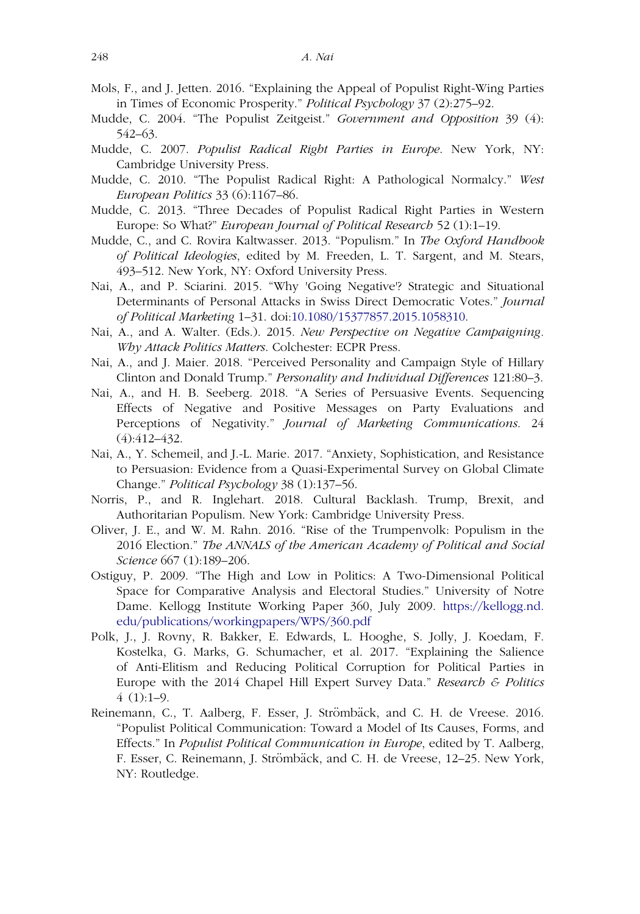Mols, F., and J. Jetten. 2016. "Explaining the Appeal of Populist Right-Wing Parties in Times of Economic Prosperity." *Political Psychology* 37 (2):275–92.

Mudde, C. 2004. "The Populist Zeitgeist." *Government and Opposition* 39 (4): 542–63.

Mudde, C. 2007. *Populist Radical Right Parties in Europe*. New York, NY: Cambridge University Press.

Mudde, C. 2010. "The Populist Radical Right: A Pathological Normalcy." *West European Politics* 33 (6):1167–86.

Mudde, C. 2013. "Three Decades of Populist Radical Right Parties in Western Europe: So What?" *European Journal of Political Research* 52 (1):1–19.

Mudde, C., and C. Rovira Kaltwasser. 2013. "Populism." In *The Oxford Handbook of Political Ideologies*, edited by M. Freeden, L. T. Sargent, and M. Stears, 493–512. New York, NY: Oxford University Press.

Nai, A., and P. Sciarini. 2015. "Why 'Going Negative'? Strategic and Situational Determinants of Personal Attacks in Swiss Direct Democratic Votes." *Journal of Political Marketing* 1–31. doi:10.1080/15377857.2015.1058310.

Nai, A., and A. Walter. (Eds.). 2015. *New Perspective on Negative Campaigning. Why Attack Politics Matters*. Colchester: ECPR Press.

Nai, A., and J. Maier. 2018. "Perceived Personality and Campaign Style of Hillary Clinton and Donald Trump." *Personality and Individual Differences* 121:80–3.

Nai, A., and H. B. Seeberg. 2018. "A Series of Persuasive Events. Sequencing Effects of Negative and Positive Messages on Party Evaluations and Perceptions of Negativity." *Journal of Marketing Communications*. 24 (4):412–432.

Nai, A., Y. Schemeil, and J.-L. Marie. 2017. "Anxiety, Sophistication, and Resistance to Persuasion: Evidence from a Quasi-Experimental Survey on Global Climate Change." *Political Psychology* 38 (1):137–56.

Norris, P., and R. Inglehart. 2018. Cultural Backlash. Trump, Brexit, and Authoritarian Populism. New York: Cambridge University Press.

Oliver, J. E., and W. M. Rahn. 2016. "Rise of the Trumpenvolk: Populism in the 2016 Election." *The ANNALS of the American Academy of Political and Social Science* 667 (1):189–206.

Ostiguy, P. 2009. "The High and Low in Politics: A Two-Dimensional Political Space for Comparative Analysis and Electoral Studies." University of Notre Dame. Kellogg Institute Working Paper 360, July 2009. https://kellogg.nd.edu/publications/workingpapers/WPS/360.pdf

Polk, J., J. Rovny, R. Bakker, E. Edwards, L. Hooghe, S. Jolly, J. Koedam, F. Kostelka, G. Marks, G. Schumacher, et al. 2017. "Explaining the Salience of Anti-Elitism and Reducing Political Corruption for Political Parties in Europe with the 2014 Chapel Hill Expert Survey Data." *Research & Politics* 4 (1):1–9.

Reinemann, C., T. Aalberg, F. Esser, J. Strömbäck, and C. H. de Vreese. 2016. "Populist Political Communication: Toward a Model of Its Causes, Forms, and Effects." In *Populist Political Communication in Europe*, edited by T. Aalberg, F. Esser, C. Reinemann, J. Strömbäck, and C. H. de Vreese, 12–25. New York, NY: Routledge.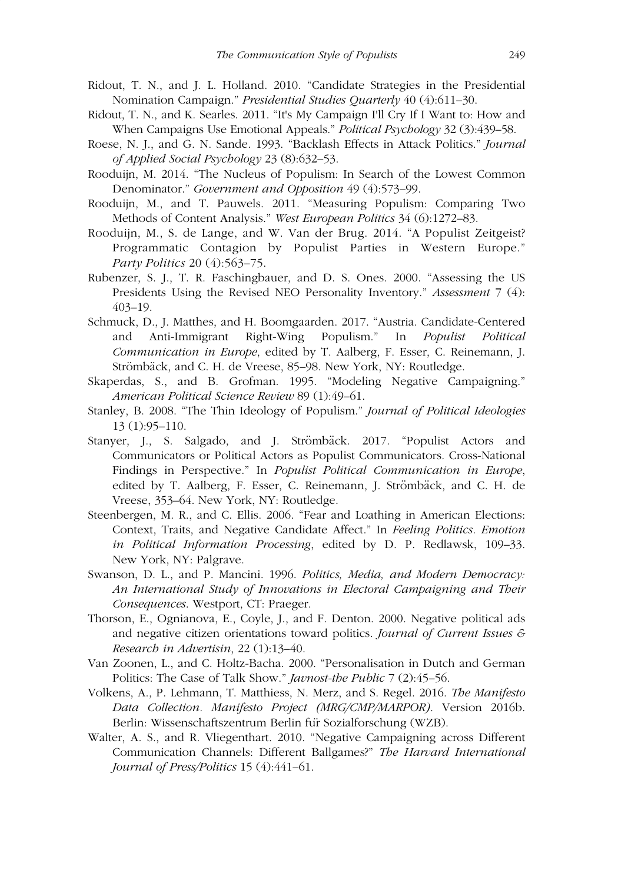Ridout, T. N., and J. L. Holland. 2010. "Candidate Strategies in the Presidential Nomination Campaign." *Presidential Studies Quarterly* 40 (4):611–30.

Ridout, T. N., and K. Searles. 2011. "It's My Campaign I'll Cry If I Want to: How and When Campaigns Use Emotional Appeals." *Political Psychology* 32 (3):439–58.

Roese, N. J., and G. N. Sande. 1993. "Backlash Effects in Attack Politics." *Journal of Applied Social Psychology* 23 (8):632–53.

Rooduijn, M. 2014. "The Nucleus of Populism: In Search of the Lowest Common Denominator." *Government and Opposition* 49 (4):573–99.

Rooduijn, M., and T. Pauwels. 2011. "Measuring Populism: Comparing Two Methods of Content Analysis." *West European Politics* 34 (6):1272–83.

Rooduijn, M., S. de Lange, and W. Van der Brug. 2014. "A Populist Zeitgeist? Programmatic Contagion by Populist Parties in Western Europe." *Party Politics* 20 (4):563–75.

Rubenzer, S. J., T. R. Faschingbauer, and D. S. Ones. 2000. "Assessing the US Presidents Using the Revised NEO Personality Inventory." *Assessment* 7 (4): 403–19.

Schmuck, D., J. Matthes, and H. Boomgaarden. 2017. "Austria. Candidate-Centered and Anti-Immigrant Right-Wing Populism." In *Populist Political Communication in Europe*, edited by T. Aalberg, F. Esser, C. Reinemann, J. Strömbäck, and C. H. de Vreese, 85–98. New York, NY: Routledge.

Skaperdas, S., and B. Grofman. 1995. "Modeling Negative Campaigning." *American Political Science Review* 89 (1):49–61.

Stanley, B. 2008. "The Thin Ideology of Populism." *Journal of Political Ideologies* 13 (1):95–110.

Stanyer, J., S. Salgado, and J. Strömbäck. 2017. "Populist Actors and Communicators or Political Actors as Populist Communicators. Cross-National Findings in Perspective." In *Populist Political Communication in Europe*, edited by T. Aalberg, F. Esser, C. Reinemann, J. Strömbäck, and C. H. de Vreese, 353–64. New York, NY: Routledge.

Steenbergen, M. R., and C. Ellis. 2006. "Fear and Loathing in American Elections: Context, Traits, and Negative Candidate Affect." In *Feeling Politics. Emotion in Political Information Processing*, edited by D. P. Redlawsk, 109–33. New York, NY: Palgrave.

Swanson, D. L., and P. Mancini. 1996. *Politics, Media, and Modern Democracy: An International Study of Innovations in Electoral Campaigning and Their Consequences*. Westport, CT: Praeger.

Thorson, E., Ognianova, E., Coyle, J., and F. Denton. 2000. Negative political ads and negative citizen orientations toward politics. *Journal of Current Issues & Research in Advertisin*, 22 (1):13–40.

Van Zoonen, L., and C. Holtz-Bacha. 2000. "Personalisation in Dutch and German Politics: The Case of Talk Show." *Javnost-the Public* 7 (2):45–56.

Volkens, A., P. Lehmann, T. Matthiess, N. Merz, and S. Regel. 2016. *The Manifesto Data Collection. Manifesto Project (MRG/CMP/MARPOR)*. Version 2016b. Berlin: Wissenschaftszentrum Berlin für Sozialforschung (WZB).

Walter, A. S., and R. Vliegenthart. 2010. "Negative Campaigning across Different Communication Channels: Different Ballgames?" *The Harvard International Journal of Press/Politics* 15 (4):441–61.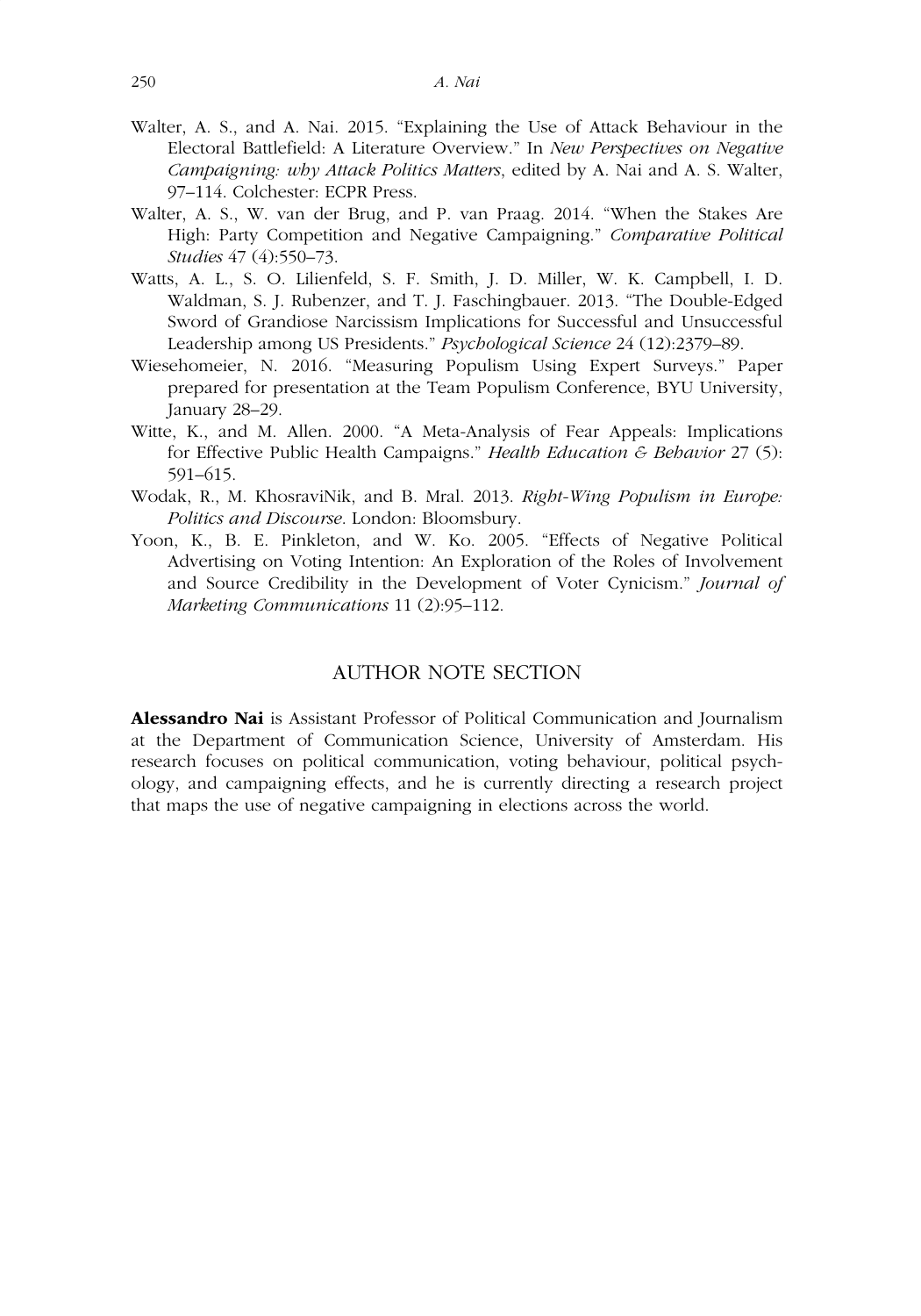Walter, A. S., and A. Nai. 2015. "Explaining the Use of Attack Behaviour in the Electoral Battlefield: A Literature Overview." In *New Perspectives on Negative Campaigning: why Attack Politics Matters*, edited by A. Nai and A. S. Walter, 97–114. Colchester: ECPR Press.

Walter, A. S., W. van der Brug, and P. van Praag. 2014. "When the Stakes Are High: Party Competition and Negative Campaigning." *Comparative Political Studies* 47 (4):550–73.

Watts, A. L., S. O. Lilienfeld, S. F. Smith, J. D. Miller, W. K. Campbell, I. D. Waldman, S. J. Rubenzer, and T. J. Faschingbauer. 2013. "The Double-Edged Sword of Grandiose Narcissism Implications for Successful and Unsuccessful Leadership among US Presidents." *Psychological Science* 24 (12):2379–89.

Wiesehomeier, N. 2016. "Measuring Populism Using Expert Surveys." Paper prepared for presentation at the Team Populism Conference, BYU University, January 28–29.

Witte, K., and M. Allen. 2000. "A Meta-Analysis of Fear Appeals: Implications for Effective Public Health Campaigns." *Health Education & Behavior* 27 (5): 591–615.

Wodak, R., M. KhosraviNik, and B. Mral. 2013. *Right-Wing Populism in Europe: Politics and Discourse*. London: Bloomsbury.

Yoon, K., B. E. Pinkleton, and W. Ko. 2005. "Effects of Negative Political Advertising on Voting Intention: An Exploration of the Roles of Involvement and Source Credibility in the Development of Voter Cynicism." *Journal of Marketing Communications* 11 (2):95–112.

## AUTHOR NOTE SECTION

**Alessandro Nai** is Assistant Professor of Political Communication and Journalism at the Department of Communication Science, University of Amsterdam. His research focuses on political communication, voting behaviour, political psychology, and campaigning effects, and he is currently directing a research project that maps the use of negative campaigning in elections across the world.